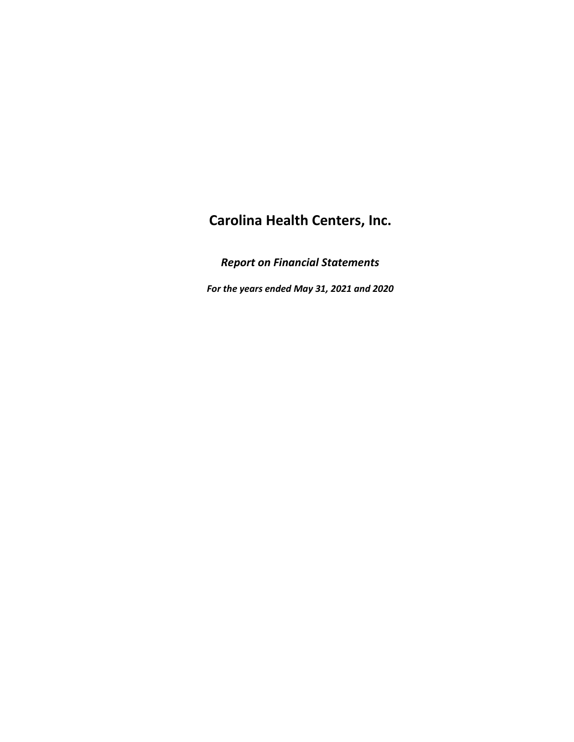# Carolina Health Centers, Inc.

***Report on Financial Statements***

***For the years ended May 31, 2021 and 2020***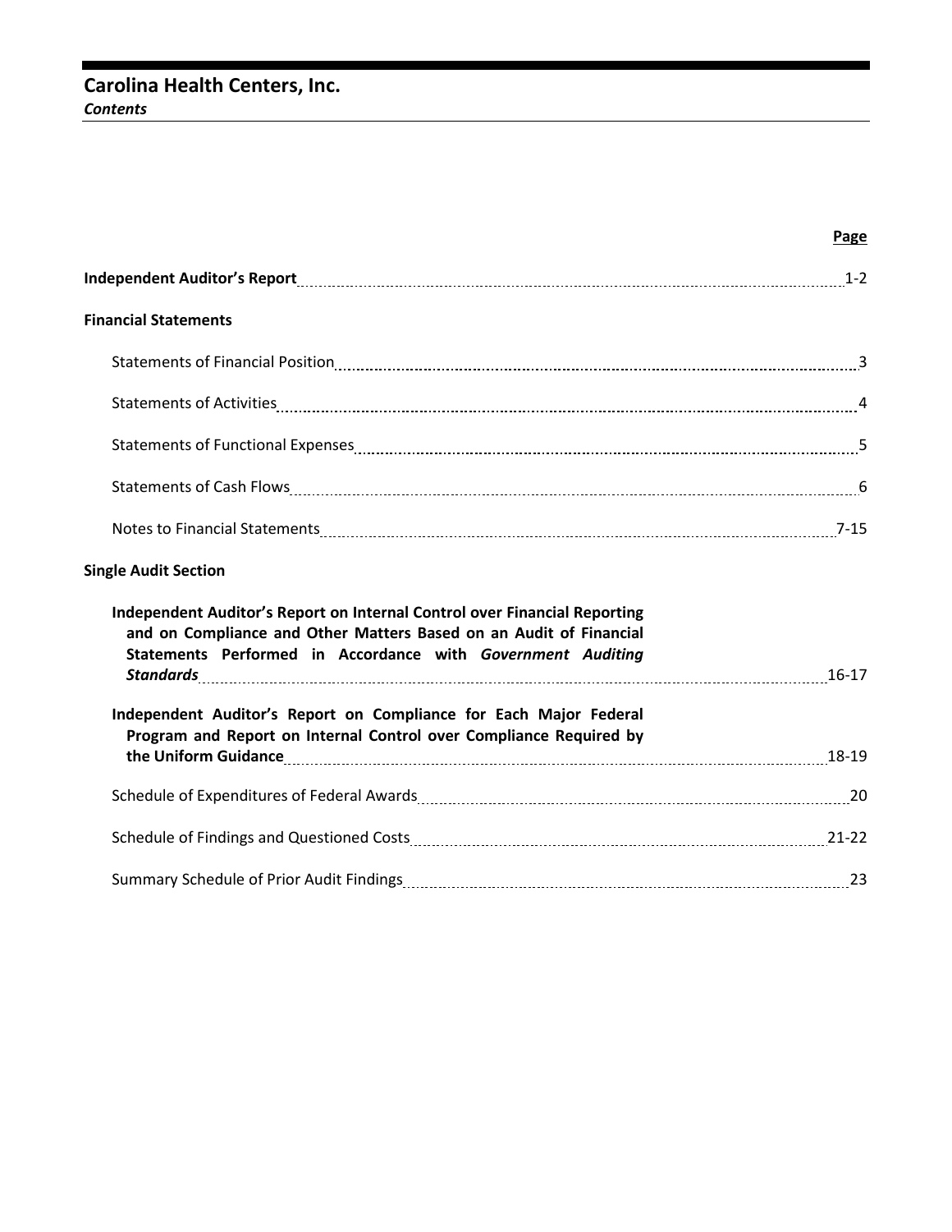# Carolina Health Centers, Inc.

***Contents***

| | Page |
|---|---|
| **Independent Auditor's Report** | 1-2 |
| **Financial Statements** | |
| Statements of Financial Position | 3 |
| Statements of Activities | 4 |
| Statements of Functional Expenses | 5 |
| Statements of Cash Flows | 6 |
| Notes to Financial Statements | 7-15 |
| **Single Audit Section** | |
| **Independent Auditor's Report on Internal Control over Financial Reporting and on Compliance and Other Matters Based on an Audit of Financial Statements Performed in Accordance with *Government Auditing Standards*** | 16-17 |
| **Independent Auditor's Report on Compliance for Each Major Federal Program and Report on Internal Control over Compliance Required by the Uniform Guidance** | 18-19 |
| Schedule of Expenditures of Federal Awards | 20 |
| Schedule of Findings and Questioned Costs | 21-22 |
| Summary Schedule of Prior Audit Findings | 23 |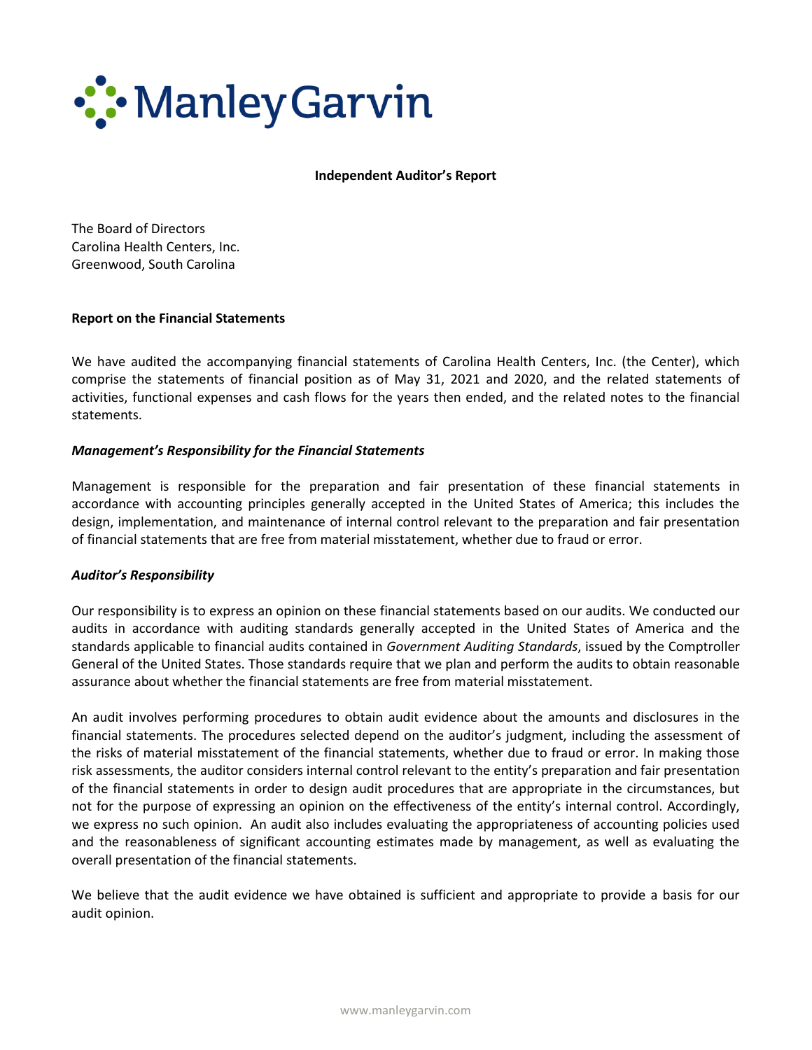ManleyGarvin

**Independent Auditor's Report**

The Board of Directors
Carolina Health Centers, Inc.
Greenwood, South Carolina

**Report on the Financial Statements**

We have audited the accompanying financial statements of Carolina Health Centers, Inc. (the Center), which comprise the statements of financial position as of May 31, 2021 and 2020, and the related statements of activities, functional expenses and cash flows for the years then ended, and the related notes to the financial statements.

***Management's Responsibility for the Financial Statements***

Management is responsible for the preparation and fair presentation of these financial statements in accordance with accounting principles generally accepted in the United States of America; this includes the design, implementation, and maintenance of internal control relevant to the preparation and fair presentation of financial statements that are free from material misstatement, whether due to fraud or error.

***Auditor's Responsibility***

Our responsibility is to express an opinion on these financial statements based on our audits. We conducted our audits in accordance with auditing standards generally accepted in the United States of America and the standards applicable to financial audits contained in *Government Auditing Standards*, issued by the Comptroller General of the United States. Those standards require that we plan and perform the audits to obtain reasonable assurance about whether the financial statements are free from material misstatement.

An audit involves performing procedures to obtain audit evidence about the amounts and disclosures in the financial statements. The procedures selected depend on the auditor's judgment, including the assessment of the risks of material misstatement of the financial statements, whether due to fraud or error. In making those risk assessments, the auditor considers internal control relevant to the entity's preparation and fair presentation of the financial statements in order to design audit procedures that are appropriate in the circumstances, but not for the purpose of expressing an opinion on the effectiveness of the entity's internal control. Accordingly, we express no such opinion. An audit also includes evaluating the appropriateness of accounting policies used and the reasonableness of significant accounting estimates made by management, as well as evaluating the overall presentation of the financial statements.

We believe that the audit evidence we have obtained is sufficient and appropriate to provide a basis for our audit opinion.

www.manleygarvin.com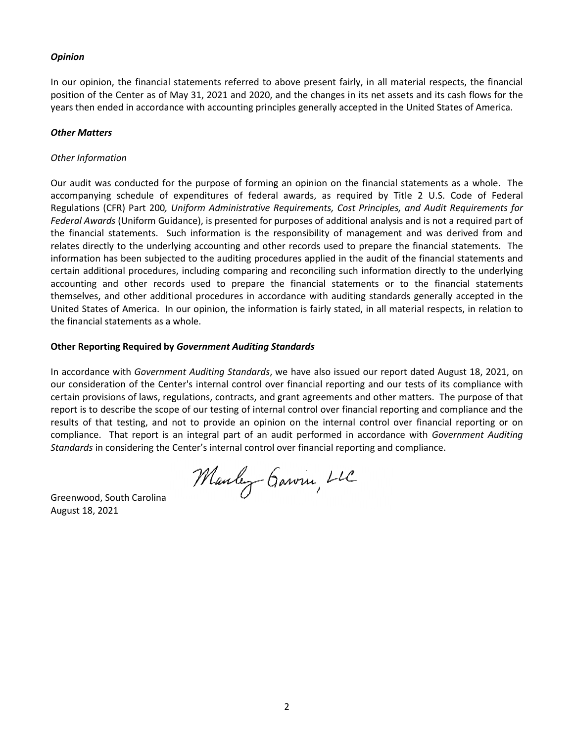***Opinion***

In our opinion, the financial statements referred to above present fairly, in all material respects, the financial position of the Center as of May 31, 2021 and 2020, and the changes in its net assets and its cash flows for the years then ended in accordance with accounting principles generally accepted in the United States of America.

***Other Matters***

*Other Information*

Our audit was conducted for the purpose of forming an opinion on the financial statements as a whole. The accompanying schedule of expenditures of federal awards, as required by Title 2 U.S. Code of Federal Regulations (CFR) Part 200*, Uniform Administrative Requirements, Cost Principles, and Audit Requirements for Federal Awards* (Uniform Guidance), is presented for purposes of additional analysis and is not a required part of the financial statements. Such information is the responsibility of management and was derived from and relates directly to the underlying accounting and other records used to prepare the financial statements. The information has been subjected to the auditing procedures applied in the audit of the financial statements and certain additional procedures, including comparing and reconciling such information directly to the underlying accounting and other records used to prepare the financial statements or to the financial statements themselves, and other additional procedures in accordance with auditing standards generally accepted in the United States of America. In our opinion, the information is fairly stated, in all material respects, in relation to the financial statements as a whole.

**Other Reporting Required by *Government Auditing Standards***

In accordance with *Government Auditing Standards*, we have also issued our report dated August 18, 2021, on our consideration of the Center's internal control over financial reporting and our tests of its compliance with certain provisions of laws, regulations, contracts, and grant agreements and other matters. The purpose of that report is to describe the scope of our testing of internal control over financial reporting and compliance and the results of that testing, and not to provide an opinion on the internal control over financial reporting or on compliance. That report is an integral part of an audit performed in accordance with *Government Auditing Standards* in considering the Center's internal control over financial reporting and compliance.

Manley Garvin, LLC

Greenwood, South Carolina
August 18, 2021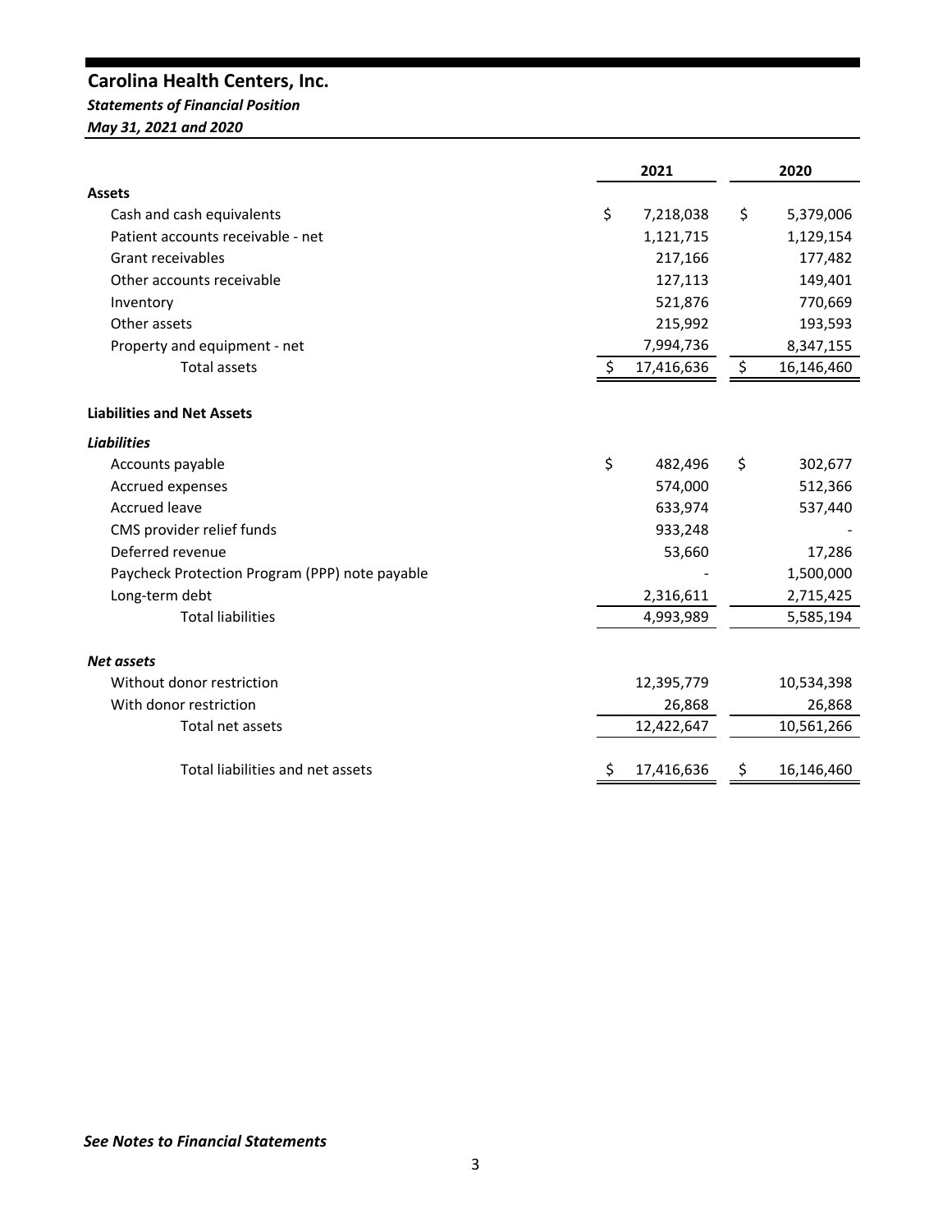# Carolina Health Centers, Inc.

***Statements of Financial Position***

***May 31, 2021 and 2020***

| | 2021 | 2020 |
|---|---|---|
| **Assets** | | |
| Cash and cash equivalents | $ 7,218,038 | $ 5,379,006 |
| Patient accounts receivable - net | 1,121,715 | 1,129,154 |
| Grant receivables | 217,166 | 177,482 |
| Other accounts receivable | 127,113 | 149,401 |
| Inventory | 521,876 | 770,669 |
| Other assets | 215,992 | 193,593 |
| Property and equipment - net | 7,994,736 | 8,347,155 |
| Total assets | $ 17,416,636 | $ 16,146,460 |
| | | |
| **Liabilities and Net Assets** | | |
| ***Liabilities*** | | |
| Accounts payable | $ 482,496 | $ 302,677 |
| Accrued expenses | 574,000 | 512,366 |
| Accrued leave | 633,974 | 537,440 |
| CMS provider relief funds | 933,248 | - |
| Deferred revenue | 53,660 | 17,286 |
| Paycheck Protection Program (PPP) note payable | - | 1,500,000 |
| Long-term debt | 2,316,611 | 2,715,425 |
| Total liabilities | 4,993,989 | 5,585,194 |
| | | |
| ***Net assets*** | | |
| Without donor restriction | 12,395,779 | 10,534,398 |
| With donor restriction | 26,868 | 26,868 |
| Total net assets | 12,422,647 | 10,561,266 |
| | | |
| Total liabilities and net assets | $ 17,416,636 | $ 16,146,460 |

***See Notes to Financial Statements***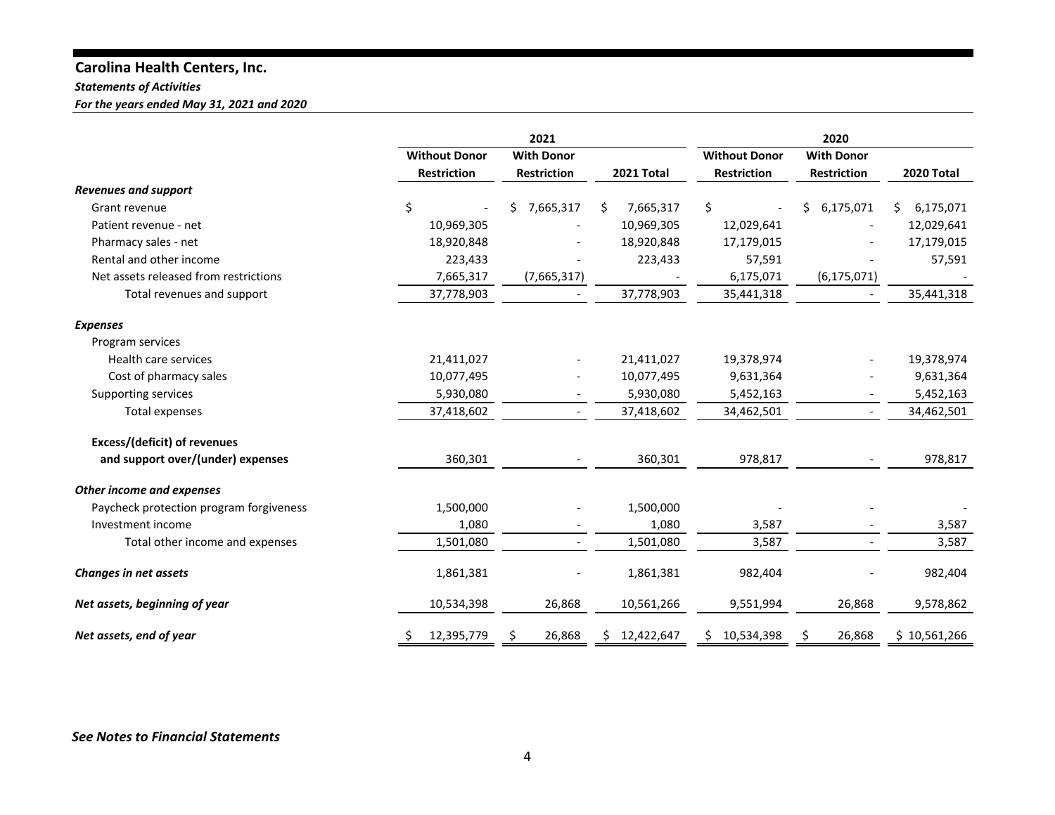# Carolina Health Centers, Inc.

***Statements of Activities***

***For the years ended May 31, 2021 and 2020***

| | 2021 | | | 2020 | | |
|---|---|---|---|---|---|---|
| | **Without Donor Restriction** | **With Donor Restriction** | **2021 Total** | **Without Donor Restriction** | **With Donor Restriction** | **2020 Total** |
| ***Revenues and support*** | | | | | | |
| Grant revenue | $ - | $ 7,665,317 | $ 7,665,317 | $ - | $ 6,175,071 | $ 6,175,071 |
| Patient revenue - net | 10,969,305 | - | 10,969,305 | 12,029,641 | - | 12,029,641 |
| Pharmacy sales - net | 18,920,848 | - | 18,920,848 | 17,179,015 | - | 17,179,015 |
| Rental and other income | 223,433 | - | 223,433 | 57,591 | - | 57,591 |
| Net assets released from restrictions | 7,665,317 | (7,665,317) | - | 6,175,071 | (6,175,071) | - |
| Total revenues and support | 37,778,903 | - | 37,778,903 | 35,441,318 | - | 35,441,318 |
| ***Expenses*** | | | | | | |
| Program services | | | | | | |
| Health care services | 21,411,027 | - | 21,411,027 | 19,378,974 | - | 19,378,974 |
| Cost of pharmacy sales | 10,077,495 | - | 10,077,495 | 9,631,364 | - | 9,631,364 |
| Supporting services | 5,930,080 | - | 5,930,080 | 5,452,163 | - | 5,452,163 |
| Total expenses | 37,418,602 | - | 37,418,602 | 34,462,501 | - | 34,462,501 |
| **Excess/(deficit) of revenues and support over/(under) expenses** | 360,301 | - | 360,301 | 978,817 | - | 978,817 |
| ***Other income and expenses*** | | | | | | |
| Paycheck protection program forgiveness | 1,500,000 | - | 1,500,000 | - | - | - |
| Investment income | 1,080 | - | 1,080 | 3,587 | - | 3,587 |
| Total other income and expenses | 1,501,080 | - | 1,501,080 | 3,587 | - | 3,587 |
| ***Changes in net assets*** | 1,861,381 | - | 1,861,381 | 982,404 | - | 982,404 |
| ***Net assets, beginning of year*** | 10,534,398 | 26,868 | 10,561,266 | 9,551,994 | 26,868 | 9,578,862 |
| ***Net assets, end of year*** | $ 12,395,779 | $ 26,868 | $ 12,422,647 | $ 10,534,398 | $ 26,868 | $ 10,561,266 |

***See Notes to Financial Statements***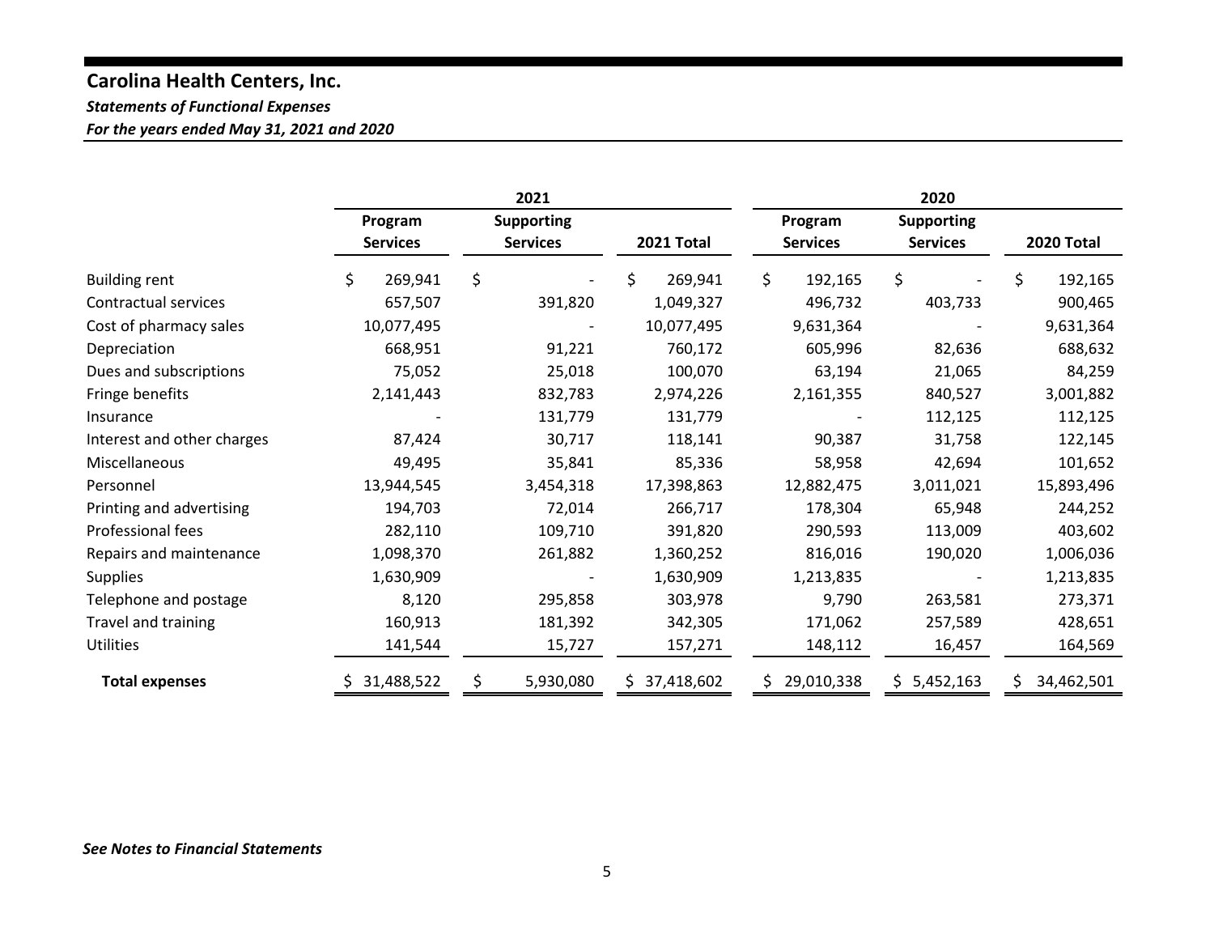## Carolina Health Centers, Inc.

***Statements of Functional Expenses***

***For the years ended May 31, 2021 and 2020***

| | 2021 | | | 2020 | | |
|---|---|---|---|---|---|---|
| | **Program Services** | **Supporting Services** | **2021 Total** | **Program Services** | **Supporting Services** | **2020 Total** |
| Building rent | $ 269,941 | $ - | $ 269,941 | $ 192,165 | $ - | $ 192,165 |
| Contractual services | 657,507 | 391,820 | 1,049,327 | 496,732 | 403,733 | 900,465 |
| Cost of pharmacy sales | 10,077,495 | - | 10,077,495 | 9,631,364 | - | 9,631,364 |
| Depreciation | 668,951 | 91,221 | 760,172 | 605,996 | 82,636 | 688,632 |
| Dues and subscriptions | 75,052 | 25,018 | 100,070 | 63,194 | 21,065 | 84,259 |
| Fringe benefits | 2,141,443 | 832,783 | 2,974,226 | 2,161,355 | 840,527 | 3,001,882 |
| Insurance | - | 131,779 | 131,779 | - | 112,125 | 112,125 |
| Interest and other charges | 87,424 | 30,717 | 118,141 | 90,387 | 31,758 | 122,145 |
| Miscellaneous | 49,495 | 35,841 | 85,336 | 58,958 | 42,694 | 101,652 |
| Personnel | 13,944,545 | 3,454,318 | 17,398,863 | 12,882,475 | 3,011,021 | 15,893,496 |
| Printing and advertising | 194,703 | 72,014 | 266,717 | 178,304 | 65,948 | 244,252 |
| Professional fees | 282,110 | 109,710 | 391,820 | 290,593 | 113,009 | 403,602 |
| Repairs and maintenance | 1,098,370 | 261,882 | 1,360,252 | 816,016 | 190,020 | 1,006,036 |
| Supplies | 1,630,909 | - | 1,630,909 | 1,213,835 | - | 1,213,835 |
| Telephone and postage | 8,120 | 295,858 | 303,978 | 9,790 | 263,581 | 273,371 |
| Travel and training | 160,913 | 181,392 | 342,305 | 171,062 | 257,589 | 428,651 |
| Utilities | 141,544 | 15,727 | 157,271 | 148,112 | 16,457 | 164,569 |
| **Total expenses** | $ 31,488,522 | $ 5,930,080 | $ 37,418,602 | $ 29,010,338 | $ 5,452,163 | $ 34,462,501 |

***See Notes to Financial Statements***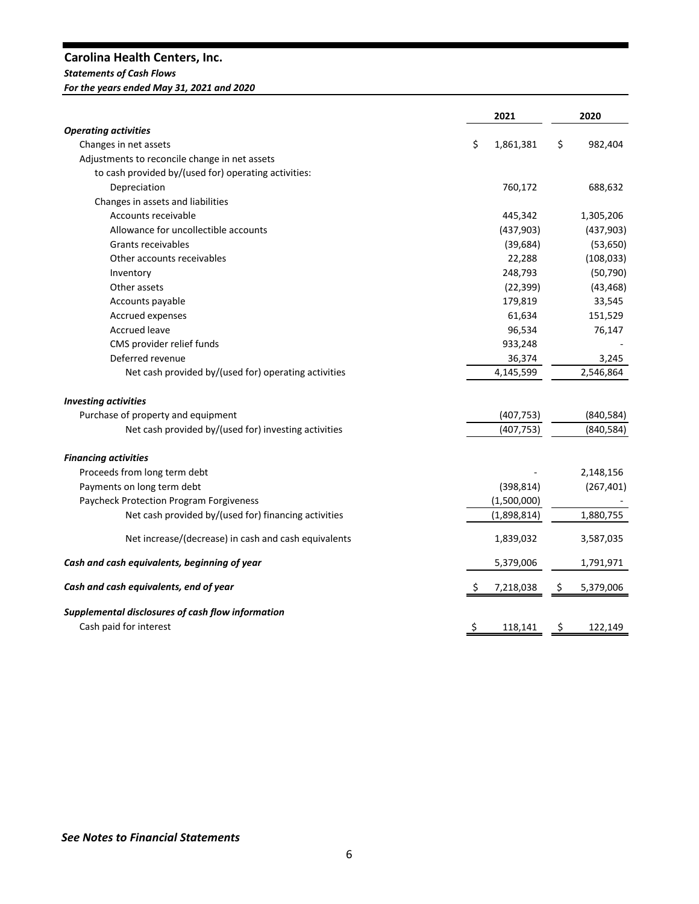# Carolina Health Centers, Inc.

***Statements of Cash Flows***

***For the years ended May 31, 2021 and 2020***

| | 2021 | 2020 |
|---|---|---|
| ***Operating activities*** | | |
| Changes in net assets | $ 1,861,381 | $ 982,404 |
| Adjustments to reconcile change in net assets | | |
| to cash provided by/(used for) operating activities: | | |
| Depreciation | 760,172 | 688,632 |
| Changes in assets and liabilities | | |
| Accounts receivable | 445,342 | 1,305,206 |
| Allowance for uncollectible accounts | (437,903) | (437,903) |
| Grants receivables | (39,684) | (53,650) |
| Other accounts receivables | 22,288 | (108,033) |
| Inventory | 248,793 | (50,790) |
| Other assets | (22,399) | (43,468) |
| Accounts payable | 179,819 | 33,545 |
| Accrued expenses | 61,634 | 151,529 |
| Accrued leave | 96,534 | 76,147 |
| CMS provider relief funds | 933,248 | - |
| Deferred revenue | 36,374 | 3,245 |
| Net cash provided by/(used for) operating activities | 4,145,599 | 2,546,864 |
| ***Investing activities*** | | |
| Purchase of property and equipment | (407,753) | (840,584) |
| Net cash provided by/(used for) investing activities | (407,753) | (840,584) |
| ***Financing activities*** | | |
| Proceeds from long term debt | - | 2,148,156 |
| Payments on long term debt | (398,814) | (267,401) |
| Paycheck Protection Program Forgiveness | (1,500,000) | - |
| Net cash provided by/(used for) financing activities | (1,898,814) | 1,880,755 |
| Net increase/(decrease) in cash and cash equivalents | 1,839,032 | 3,587,035 |
| ***Cash and cash equivalents, beginning of year*** | 5,379,006 | 1,791,971 |
| ***Cash and cash equivalents, end of year*** | $ 7,218,038 | $ 5,379,006 |
| ***Supplemental disclosures of cash flow information*** | | |
| Cash paid for interest | $ 118,141 | $ 122,149 |

***See Notes to Financial Statements***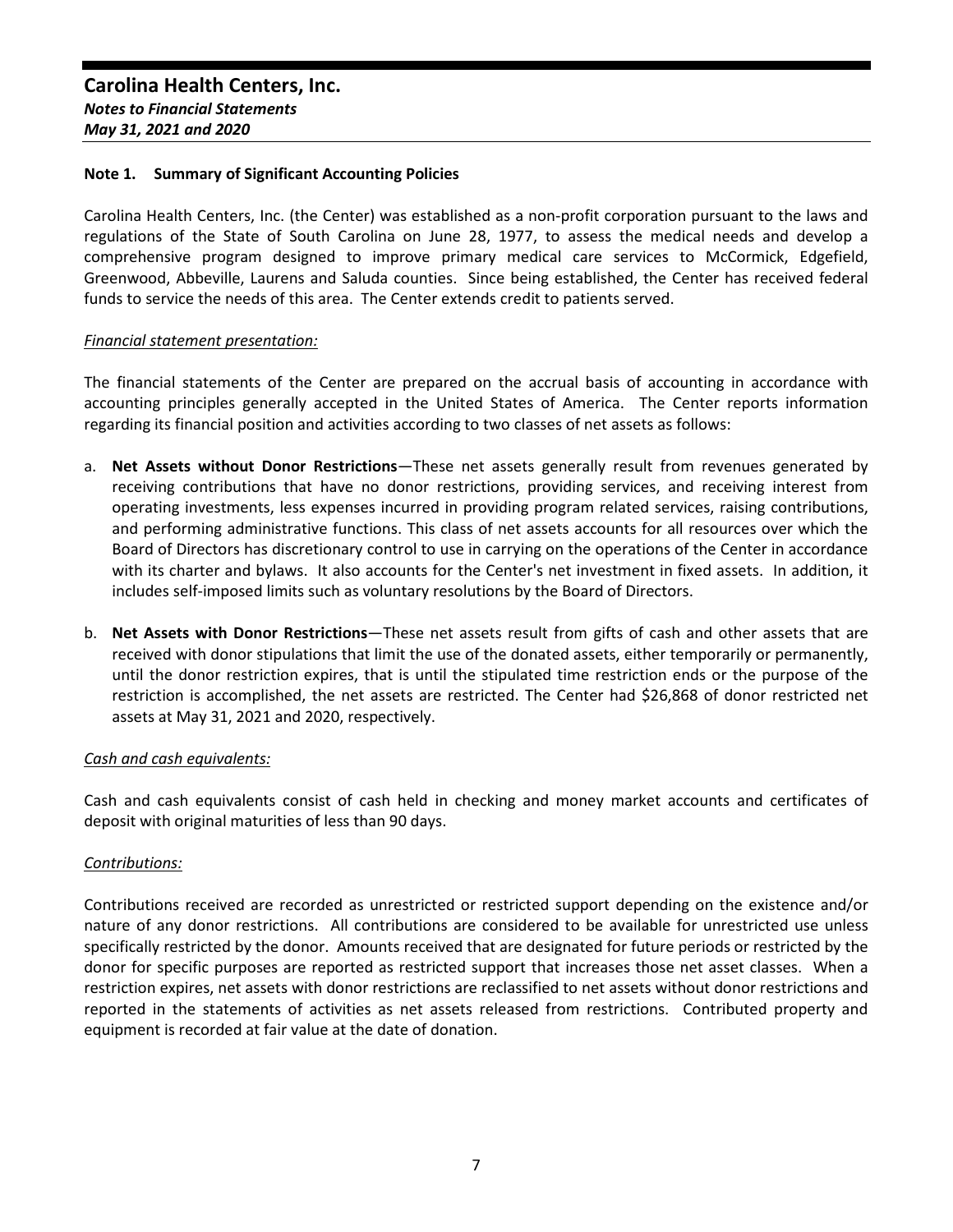# Carolina Health Centers, Inc.

***Notes to Financial Statements***

***May 31, 2021 and 2020***

## Note 1. Summary of Significant Accounting Policies

Carolina Health Centers, Inc. (the Center) was established as a non-profit corporation pursuant to the laws and regulations of the State of South Carolina on June 28, 1977, to assess the medical needs and develop a comprehensive program designed to improve primary medical care services to McCormick, Edgefield, Greenwood, Abbeville, Laurens and Saluda counties. Since being established, the Center has received federal funds to service the needs of this area. The Center extends credit to patients served.

*Financial statement presentation:*

The financial statements of the Center are prepared on the accrual basis of accounting in accordance with accounting principles generally accepted in the United States of America. The Center reports information regarding its financial position and activities according to two classes of net assets as follows:

a. **Net Assets without Donor Restrictions**—These net assets generally result from revenues generated by receiving contributions that have no donor restrictions, providing services, and receiving interest from operating investments, less expenses incurred in providing program related services, raising contributions, and performing administrative functions. This class of net assets accounts for all resources over which the Board of Directors has discretionary control to use in carrying on the operations of the Center in accordance with its charter and bylaws. It also accounts for the Center's net investment in fixed assets. In addition, it includes self-imposed limits such as voluntary resolutions by the Board of Directors.

b. **Net Assets with Donor Restrictions**—These net assets result from gifts of cash and other assets that are received with donor stipulations that limit the use of the donated assets, either temporarily or permanently, until the donor restriction expires, that is until the stipulated time restriction ends or the purpose of the restriction is accomplished, the net assets are restricted. The Center had $26,868 of donor restricted net assets at May 31, 2021 and 2020, respectively.

*Cash and cash equivalents:*

Cash and cash equivalents consist of cash held in checking and money market accounts and certificates of deposit with original maturities of less than 90 days.

*Contributions:*

Contributions received are recorded as unrestricted or restricted support depending on the existence and/or nature of any donor restrictions. All contributions are considered to be available for unrestricted use unless specifically restricted by the donor. Amounts received that are designated for future periods or restricted by the donor for specific purposes are reported as restricted support that increases those net asset classes. When a restriction expires, net assets with donor restrictions are reclassified to net assets without donor restrictions and reported in the statements of activities as net assets released from restrictions. Contributed property and equipment is recorded at fair value at the date of donation.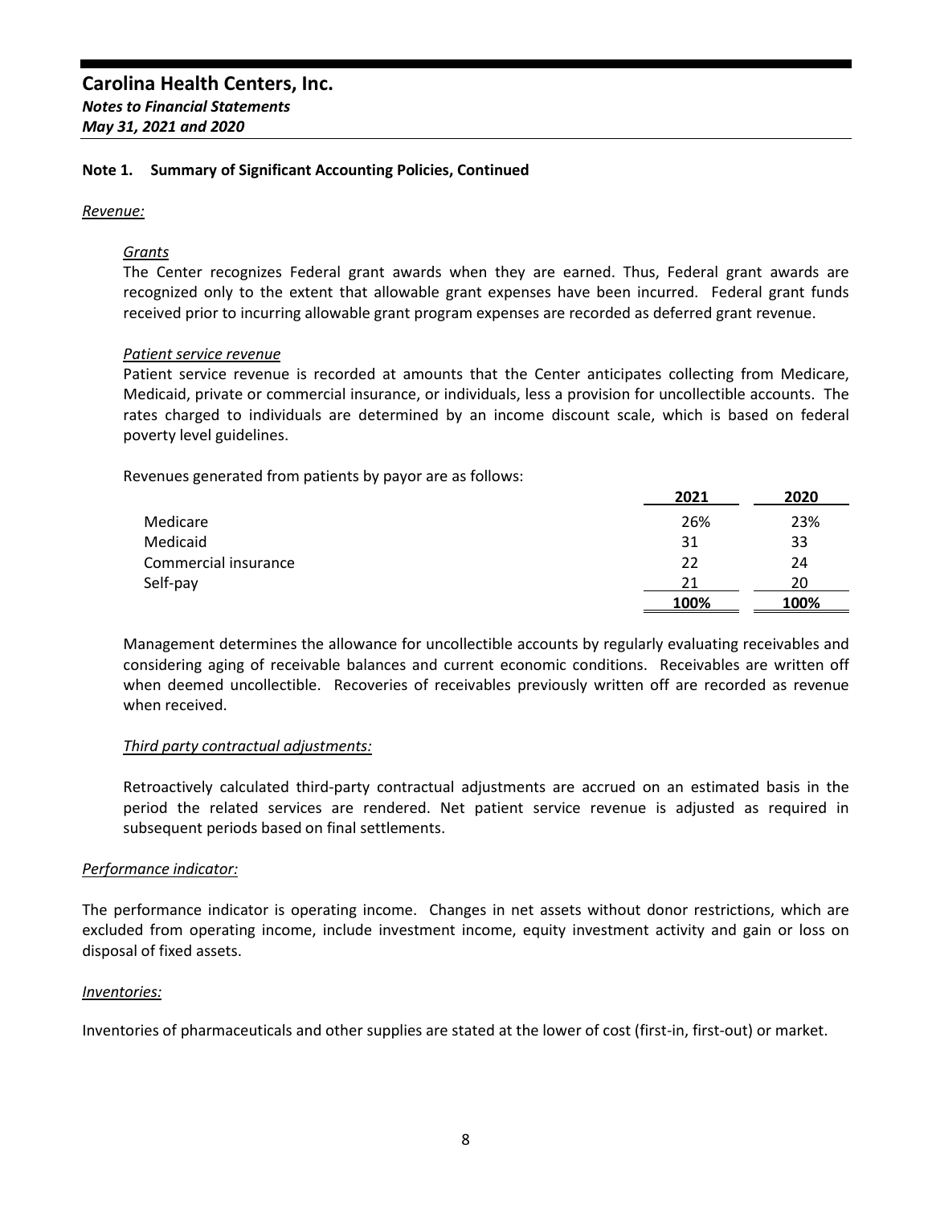## Carolina Health Centers, Inc.

***Notes to Financial Statements***

***May 31, 2021 and 2020***

### Note 1. Summary of Significant Accounting Policies, Continued

*Revenue:*

*Grants*

The Center recognizes Federal grant awards when they are earned. Thus, Federal grant awards are recognized only to the extent that allowable grant expenses have been incurred. Federal grant funds received prior to incurring allowable grant program expenses are recorded as deferred grant revenue.

*Patient service revenue*

Patient service revenue is recorded at amounts that the Center anticipates collecting from Medicare, Medicaid, private or commercial insurance, or individuals, less a provision for uncollectible accounts. The rates charged to individuals are determined by an income discount scale, which is based on federal poverty level guidelines.

Revenues generated from patients by payor are as follows:

| | 2021 | 2020 |
|---|---|---|
| Medicare | 26% | 23% |
| Medicaid | 31 | 33 |
| Commercial insurance | 22 | 24 |
| Self-pay | 21 | 20 |
| | **100%** | **100%** |

Management determines the allowance for uncollectible accounts by regularly evaluating receivables and considering aging of receivable balances and current economic conditions. Receivables are written off when deemed uncollectible. Recoveries of receivables previously written off are recorded as revenue when received.

*Third party contractual adjustments:*

Retroactively calculated third-party contractual adjustments are accrued on an estimated basis in the period the related services are rendered. Net patient service revenue is adjusted as required in subsequent periods based on final settlements.

*Performance indicator:*

The performance indicator is operating income. Changes in net assets without donor restrictions, which are excluded from operating income, include investment income, equity investment activity and gain or loss on disposal of fixed assets.

*Inventories:*

Inventories of pharmaceuticals and other supplies are stated at the lower of cost (first-in, first-out) or market.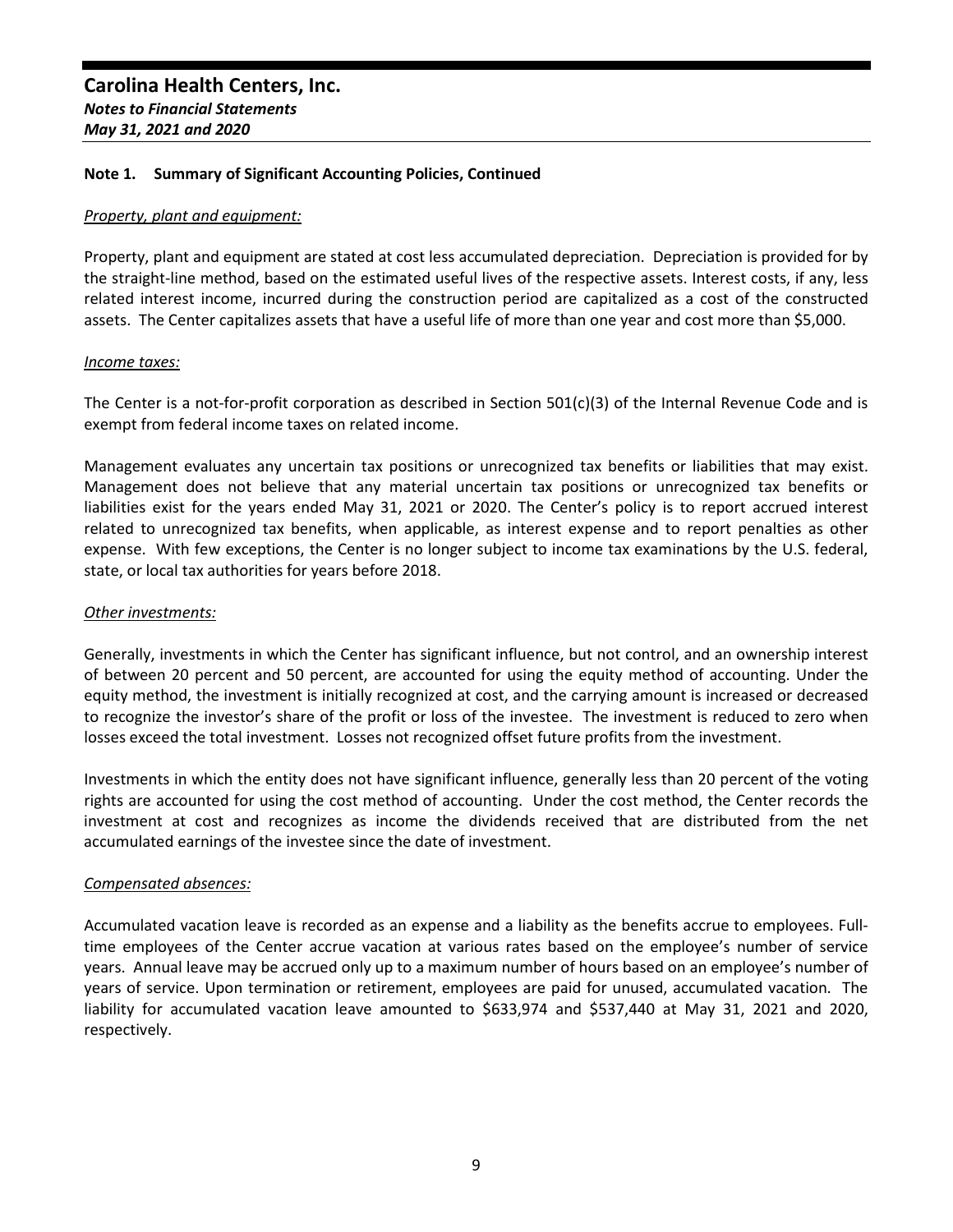## Note 1. Summary of Significant Accounting Policies, Continued

*Property, plant and equipment:*

Property, plant and equipment are stated at cost less accumulated depreciation. Depreciation is provided for by the straight-line method, based on the estimated useful lives of the respective assets. Interest costs, if any, less related interest income, incurred during the construction period are capitalized as a cost of the constructed assets. The Center capitalizes assets that have a useful life of more than one year and cost more than $5,000.

*Income taxes:*

The Center is a not-for-profit corporation as described in Section 501(c)(3) of the Internal Revenue Code and is exempt from federal income taxes on related income.

Management evaluates any uncertain tax positions or unrecognized tax benefits or liabilities that may exist. Management does not believe that any material uncertain tax positions or unrecognized tax benefits or liabilities exist for the years ended May 31, 2021 or 2020. The Center's policy is to report accrued interest related to unrecognized tax benefits, when applicable, as interest expense and to report penalties as other expense. With few exceptions, the Center is no longer subject to income tax examinations by the U.S. federal, state, or local tax authorities for years before 2018.

*Other investments:*

Generally, investments in which the Center has significant influence, but not control, and an ownership interest of between 20 percent and 50 percent, are accounted for using the equity method of accounting. Under the equity method, the investment is initially recognized at cost, and the carrying amount is increased or decreased to recognize the investor's share of the profit or loss of the investee. The investment is reduced to zero when losses exceed the total investment. Losses not recognized offset future profits from the investment.

Investments in which the entity does not have significant influence, generally less than 20 percent of the voting rights are accounted for using the cost method of accounting. Under the cost method, the Center records the investment at cost and recognizes as income the dividends received that are distributed from the net accumulated earnings of the investee since the date of investment.

*Compensated absences:*

Accumulated vacation leave is recorded as an expense and a liability as the benefits accrue to employees. Full-time employees of the Center accrue vacation at various rates based on the employee's number of service years. Annual leave may be accrued only up to a maximum number of hours based on an employee's number of years of service. Upon termination or retirement, employees are paid for unused, accumulated vacation. The liability for accumulated vacation leave amounted to $633,974 and $537,440 at May 31, 2021 and 2020, respectively.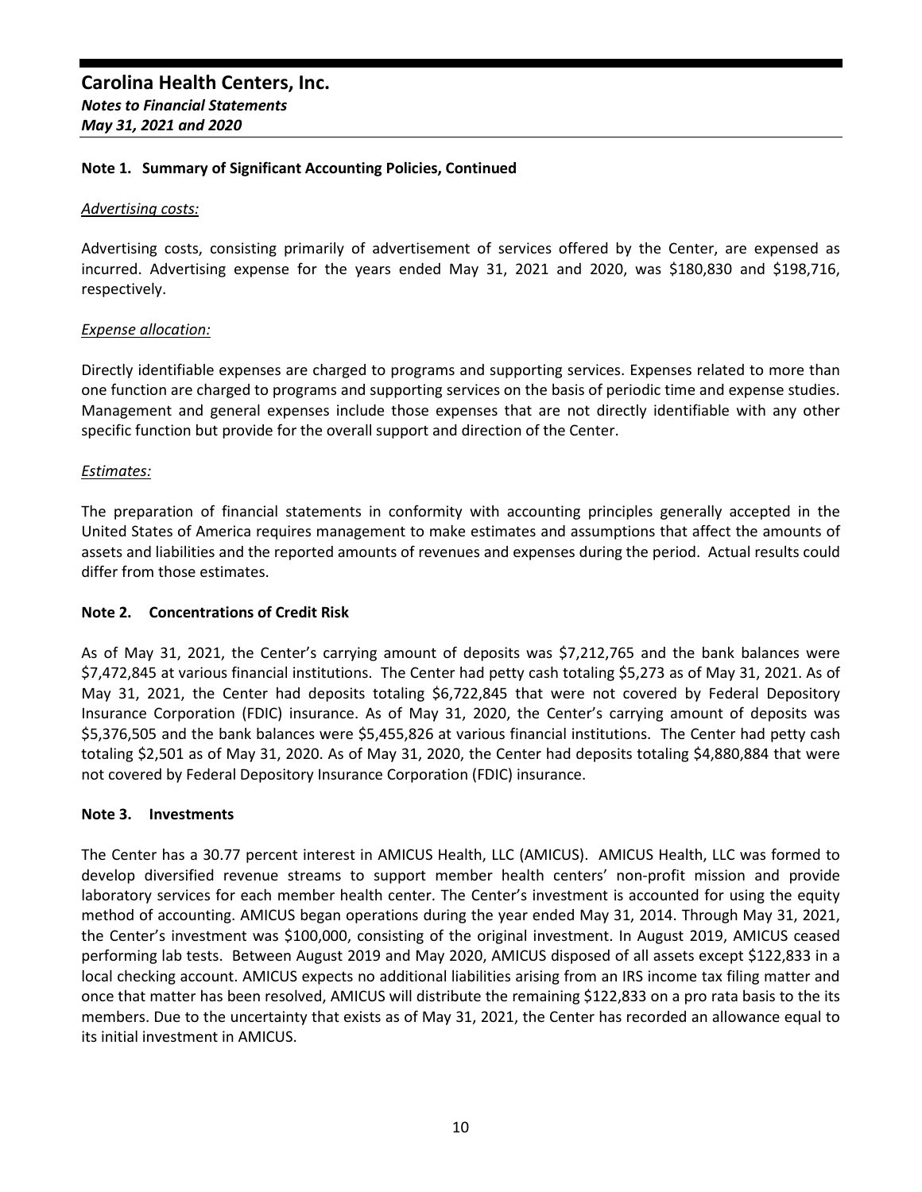# Carolina Health Centers, Inc.

***Notes to Financial Statements***
***May 31, 2021 and 2020***

**Note 1. Summary of Significant Accounting Policies, Continued**

*Advertising costs:*

Advertising costs, consisting primarily of advertisement of services offered by the Center, are expensed as incurred. Advertising expense for the years ended May 31, 2021 and 2020, was $180,830 and $198,716, respectively.

*Expense allocation:*

Directly identifiable expenses are charged to programs and supporting services. Expenses related to more than one function are charged to programs and supporting services on the basis of periodic time and expense studies. Management and general expenses include those expenses that are not directly identifiable with any other specific function but provide for the overall support and direction of the Center.

*Estimates:*

The preparation of financial statements in conformity with accounting principles generally accepted in the United States of America requires management to make estimates and assumptions that affect the amounts of assets and liabilities and the reported amounts of revenues and expenses during the period. Actual results could differ from those estimates.

**Note 2. Concentrations of Credit Risk**

As of May 31, 2021, the Center's carrying amount of deposits was $7,212,765 and the bank balances were $7,472,845 at various financial institutions. The Center had petty cash totaling $5,273 as of May 31, 2021. As of May 31, 2021, the Center had deposits totaling $6,722,845 that were not covered by Federal Depository Insurance Corporation (FDIC) insurance. As of May 31, 2020, the Center's carrying amount of deposits was $5,376,505 and the bank balances were $5,455,826 at various financial institutions. The Center had petty cash totaling $2,501 as of May 31, 2020. As of May 31, 2020, the Center had deposits totaling $4,880,884 that were not covered by Federal Depository Insurance Corporation (FDIC) insurance.

**Note 3. Investments**

The Center has a 30.77 percent interest in AMICUS Health, LLC (AMICUS). AMICUS Health, LLC was formed to develop diversified revenue streams to support member health centers' non-profit mission and provide laboratory services for each member health center. The Center's investment is accounted for using the equity method of accounting. AMICUS began operations during the year ended May 31, 2014. Through May 31, 2021, the Center's investment was $100,000, consisting of the original investment. In August 2019, AMICUS ceased performing lab tests. Between August 2019 and May 2020, AMICUS disposed of all assets except $122,833 in a local checking account. AMICUS expects no additional liabilities arising from an IRS income tax filing matter and once that matter has been resolved, AMICUS will distribute the remaining $122,833 on a pro rata basis to the its members. Due to the uncertainty that exists as of May 31, 2021, the Center has recorded an allowance equal to its initial investment in AMICUS.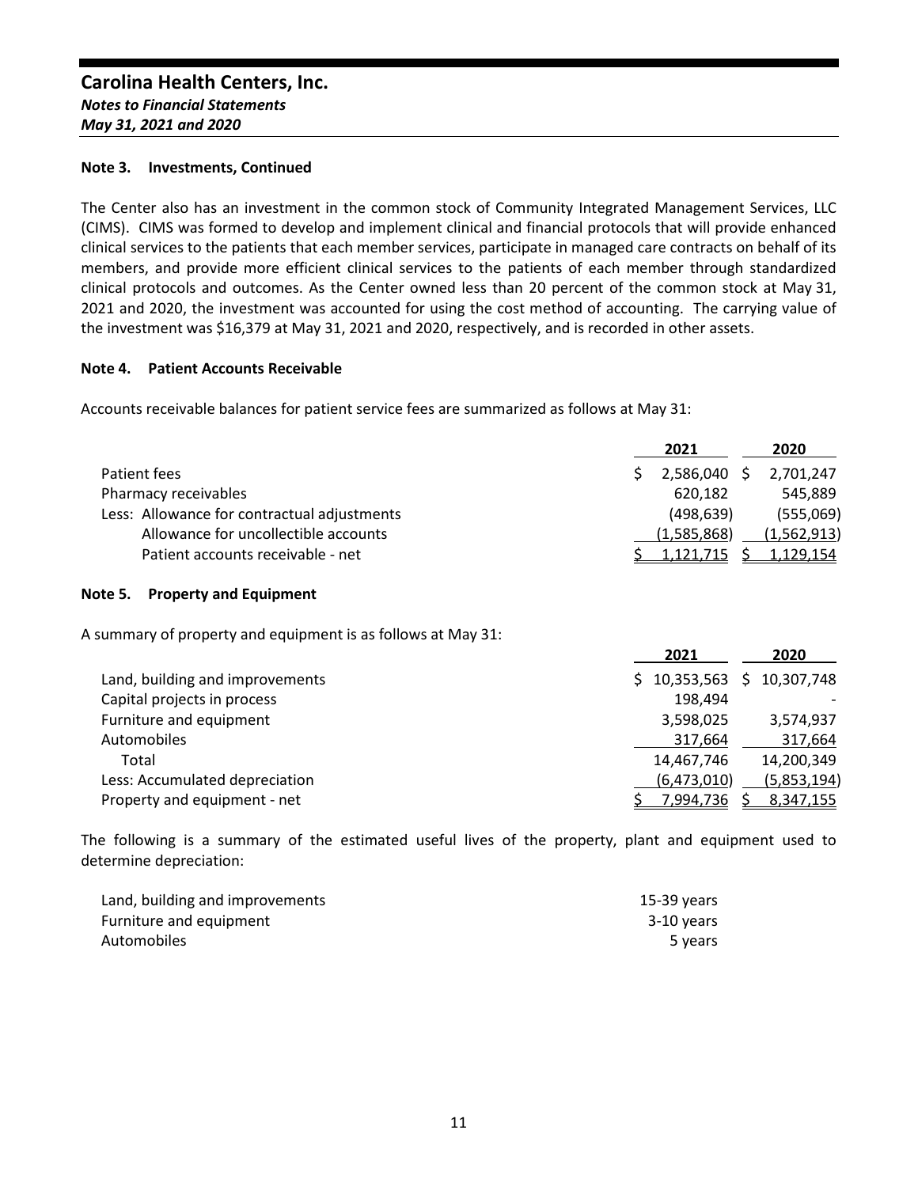## Carolina Health Centers, Inc.
*Notes to Financial Statements*
*May 31, 2021 and 2020*

### Note 3. Investments, Continued

The Center also has an investment in the common stock of Community Integrated Management Services, LLC (CIMS). CIMS was formed to develop and implement clinical and financial protocols that will provide enhanced clinical services to the patients that each member services, participate in managed care contracts on behalf of its members, and provide more efficient clinical services to the patients of each member through standardized clinical protocols and outcomes. As the Center owned less than 20 percent of the common stock at May 31, 2021 and 2020, the investment was accounted for using the cost method of accounting. The carrying value of the investment was $16,379 at May 31, 2021 and 2020, respectively, and is recorded in other assets.

### Note 4. Patient Accounts Receivable

Accounts receivable balances for patient service fees are summarized as follows at May 31:

| | 2021 | 2020 |
|---|---|---|
| Patient fees | $ 2,586,040 | $ 2,701,247 |
| Pharmacy receivables | 620,182 | 545,889 |
| Less: Allowance for contractual adjustments | (498,639) | (555,069) |
| Allowance for uncollectible accounts | (1,585,868) | (1,562,913) |
| Patient accounts receivable - net | $ 1,121,715 | $ 1,129,154 |

### Note 5. Property and Equipment

A summary of property and equipment is as follows at May 31:

| | 2021 | 2020 |
|---|---|---|
| Land, building and improvements | $ 10,353,563 | $ 10,307,748 |
| Capital projects in process | 198,494 | - |
| Furniture and equipment | 3,598,025 | 3,574,937 |
| Automobiles | 317,664 | 317,664 |
| Total | 14,467,746 | 14,200,349 |
| Less: Accumulated depreciation | (6,473,010) | (5,853,194) |
| Property and equipment - net | $ 7,994,736 | $ 8,347,155 |

The following is a summary of the estimated useful lives of the property, plant and equipment used to determine depreciation:

| | |
|---|---|
| Land, building and improvements | 15-39 years |
| Furniture and equipment | 3-10 years |
| Automobiles | 5 years |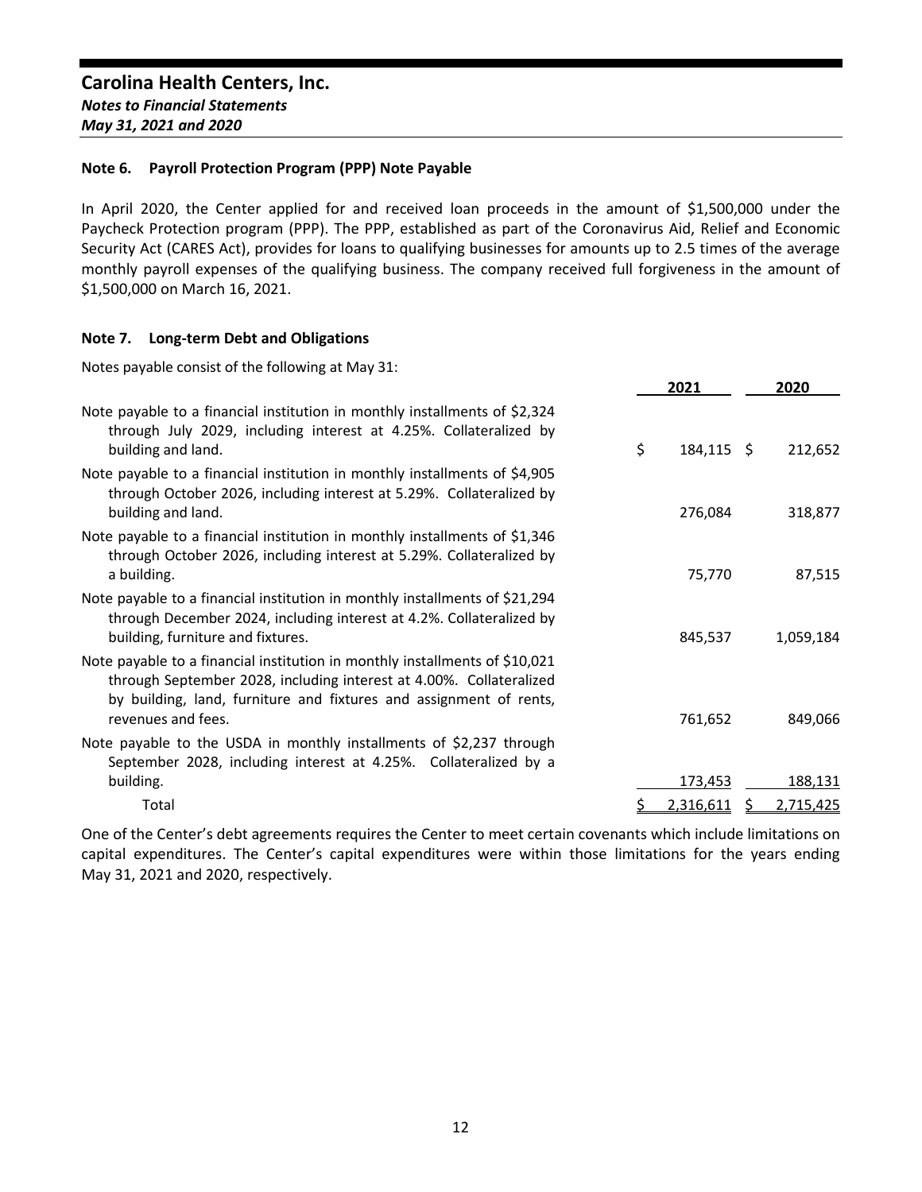# Carolina Health Centers, Inc.

*Notes to Financial Statements*

*May 31, 2021 and 2020*

### Note 6. Payroll Protection Program (PPP) Note Payable

In April 2020, the Center applied for and received loan proceeds in the amount of $1,500,000 under the Paycheck Protection program (PPP). The PPP, established as part of the Coronavirus Aid, Relief and Economic Security Act (CARES Act), provides for loans to qualifying businesses for amounts up to 2.5 times of the average monthly payroll expenses of the qualifying business. The company received full forgiveness in the amount of $1,500,000 on March 16, 2021.

### Note 7. Long-term Debt and Obligations

Notes payable consist of the following at May 31:

| | 2021 | 2020 |
|---|---|---|
| Note payable to a financial institution in monthly installments of $2,324 through July 2029, including interest at 4.25%. Collateralized by building and land. | $ 184,115 | $ 212,652 |
| Note payable to a financial institution in monthly installments of $4,905 through October 2026, including interest at 5.29%. Collateralized by building and land. | 276,084 | 318,877 |
| Note payable to a financial institution in monthly installments of $1,346 through October 2026, including interest at 5.29%. Collateralized by a building. | 75,770 | 87,515 |
| Note payable to a financial institution in monthly installments of $21,294 through December 2024, including interest at 4.2%. Collateralized by building, furniture and fixtures. | 845,537 | 1,059,184 |
| Note payable to a financial institution in monthly installments of $10,021 through September 2028, including interest at 4.00%. Collateralized by building, land, furniture and fixtures and assignment of rents, revenues and fees. | 761,652 | 849,066 |
| Note payable to the USDA in monthly installments of $2,237 through September 2028, including interest at 4.25%. Collateralized by a building. | 173,453 | 188,131 |
| Total | $ 2,316,611 | $ 2,715,425 |

One of the Center's debt agreements requires the Center to meet certain covenants which include limitations on capital expenditures. The Center's capital expenditures were within those limitations for the years ending May 31, 2021 and 2020, respectively.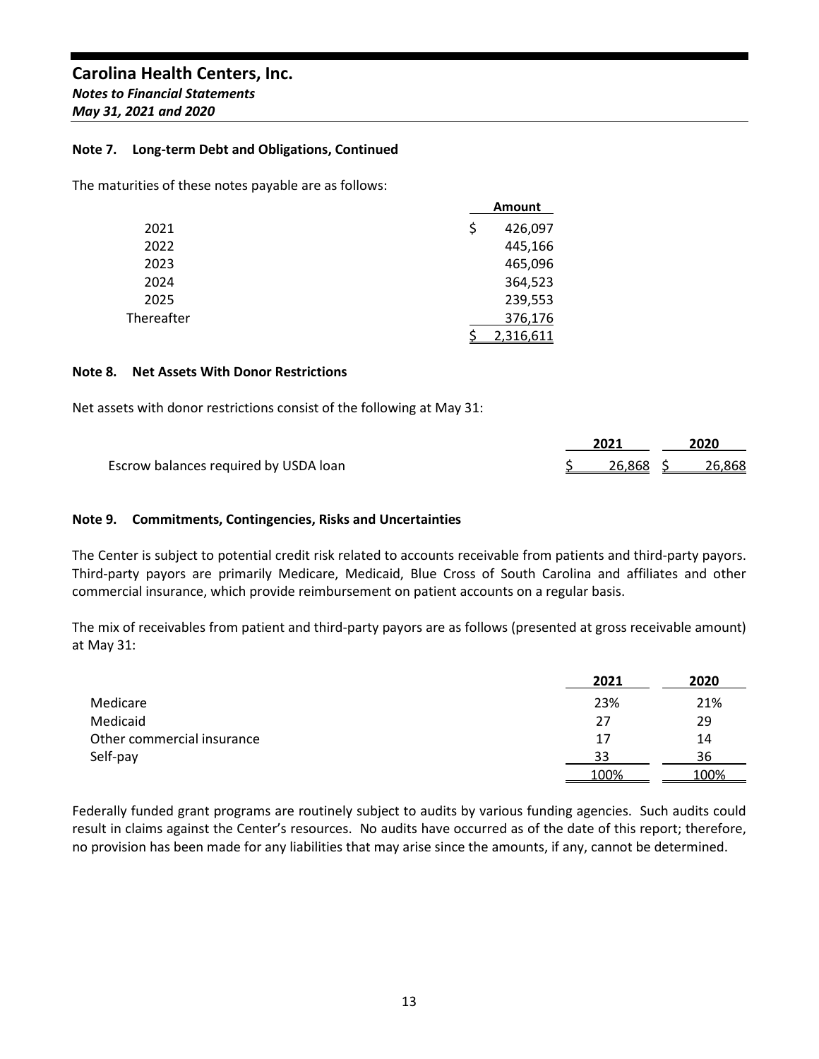## Note 7. Long-term Debt and Obligations, Continued

The maturities of these notes payable are as follows:

| | Amount |
|---|---|
| 2021 | $ 426,097 |
| 2022 | 445,166 |
| 2023 | 465,096 |
| 2024 | 364,523 |
| 2025 | 239,553 |
| Thereafter | 376,176 |
| | $ 2,316,611 |

## Note 8. Net Assets With Donor Restrictions

Net assets with donor restrictions consist of the following at May 31:

| | 2021 | 2020 |
|---|---|---|
| Escrow balances required by USDA loan | $ 26,868 | $ 26,868 |

## Note 9. Commitments, Contingencies, Risks and Uncertainties

The Center is subject to potential credit risk related to accounts receivable from patients and third-party payors. Third-party payors are primarily Medicare, Medicaid, Blue Cross of South Carolina and affiliates and other commercial insurance, which provide reimbursement on patient accounts on a regular basis.

The mix of receivables from patient and third-party payors are as follows (presented at gross receivable amount) at May 31:

| | 2021 | 2020 |
|---|---|---|
| Medicare | 23% | 21% |
| Medicaid | 27 | 29 |
| Other commercial insurance | 17 | 14 |
| Self-pay | 33 | 36 |
| | 100% | 100% |

Federally funded grant programs are routinely subject to audits by various funding agencies. Such audits could result in claims against the Center's resources. No audits have occurred as of the date of this report; therefore, no provision has been made for any liabilities that may arise since the amounts, if any, cannot be determined.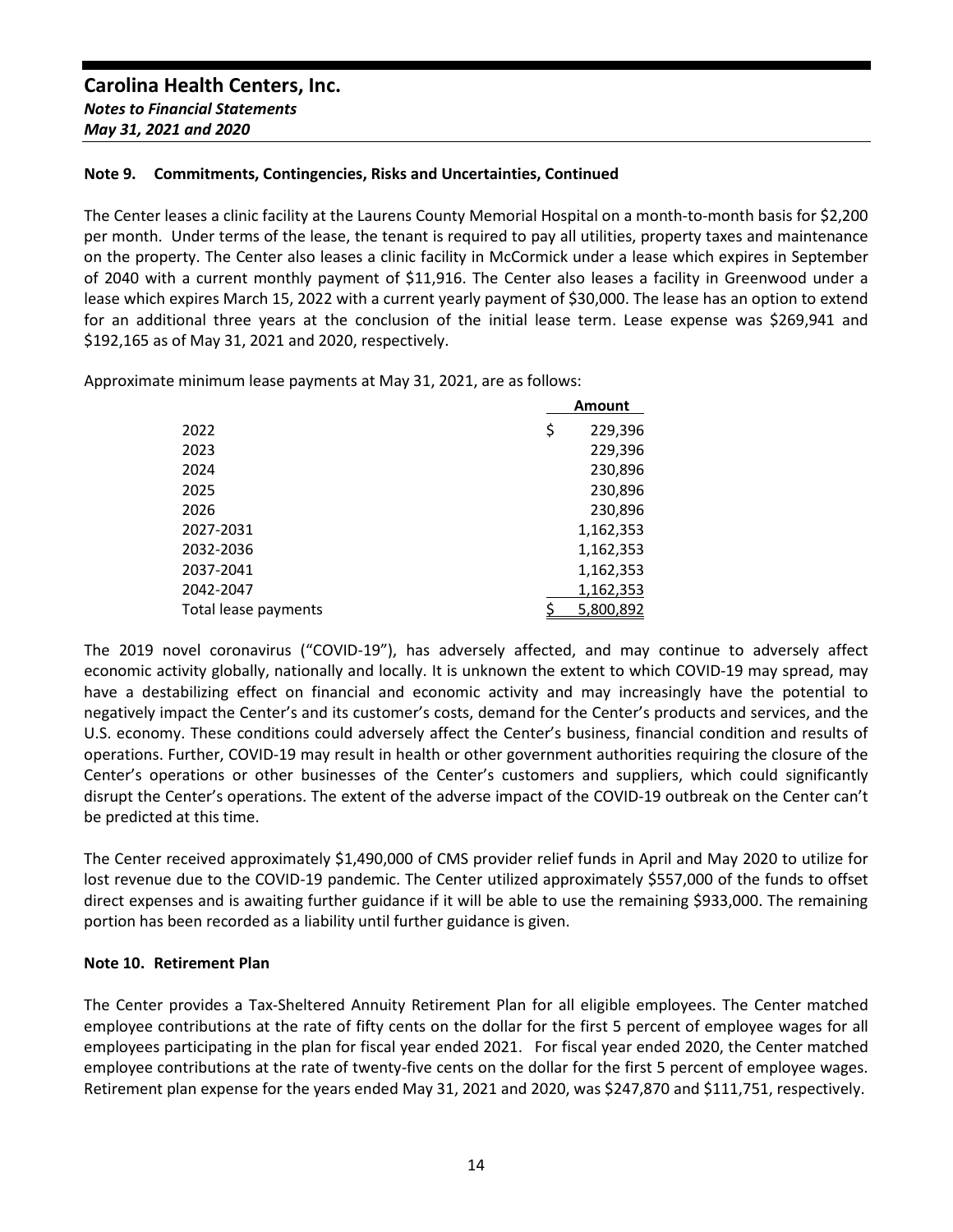## Carolina Health Centers, Inc.
### *Notes to Financial Statements*
### *May 31, 2021 and 2020*

**Note 9. Commitments, Contingencies, Risks and Uncertainties, Continued**

The Center leases a clinic facility at the Laurens County Memorial Hospital on a month-to-month basis for $2,200 per month. Under terms of the lease, the tenant is required to pay all utilities, property taxes and maintenance on the property. The Center also leases a clinic facility in McCormick under a lease which expires in September of 2040 with a current monthly payment of $11,916. The Center also leases a facility in Greenwood under a lease which expires March 15, 2022 with a current yearly payment of $30,000. The lease has an option to extend for an additional three years at the conclusion of the initial lease term. Lease expense was $269,941 and $192,165 as of May 31, 2021 and 2020, respectively.

Approximate minimum lease payments at May 31, 2021, are as follows:

| | Amount |
|---|---|
| 2022 | $ 229,396 |
| 2023 | 229,396 |
| 2024 | 230,896 |
| 2025 | 230,896 |
| 2026 | 230,896 |
| 2027-2031 | 1,162,353 |
| 2032-2036 | 1,162,353 |
| 2037-2041 | 1,162,353 |
| 2042-2047 | 1,162,353 |
| Total lease payments | $ 5,800,892 |

The 2019 novel coronavirus ("COVID-19"), has adversely affected, and may continue to adversely affect economic activity globally, nationally and locally. It is unknown the extent to which COVID-19 may spread, may have a destabilizing effect on financial and economic activity and may increasingly have the potential to negatively impact the Center's and its customer's costs, demand for the Center's products and services, and the U.S. economy. These conditions could adversely affect the Center's business, financial condition and results of operations. Further, COVID-19 may result in health or other government authorities requiring the closure of the Center's operations or other businesses of the Center's customers and suppliers, which could significantly disrupt the Center's operations. The extent of the adverse impact of the COVID-19 outbreak on the Center can't be predicted at this time.

The Center received approximately $1,490,000 of CMS provider relief funds in April and May 2020 to utilize for lost revenue due to the COVID-19 pandemic. The Center utilized approximately $557,000 of the funds to offset direct expenses and is awaiting further guidance if it will be able to use the remaining $933,000. The remaining portion has been recorded as a liability until further guidance is given.

**Note 10. Retirement Plan**

The Center provides a Tax-Sheltered Annuity Retirement Plan for all eligible employees. The Center matched employee contributions at the rate of fifty cents on the dollar for the first 5 percent of employee wages for all employees participating in the plan for fiscal year ended 2021. For fiscal year ended 2020, the Center matched employee contributions at the rate of twenty-five cents on the dollar for the first 5 percent of employee wages. Retirement plan expense for the years ended May 31, 2021 and 2020, was $247,870 and $111,751, respectively.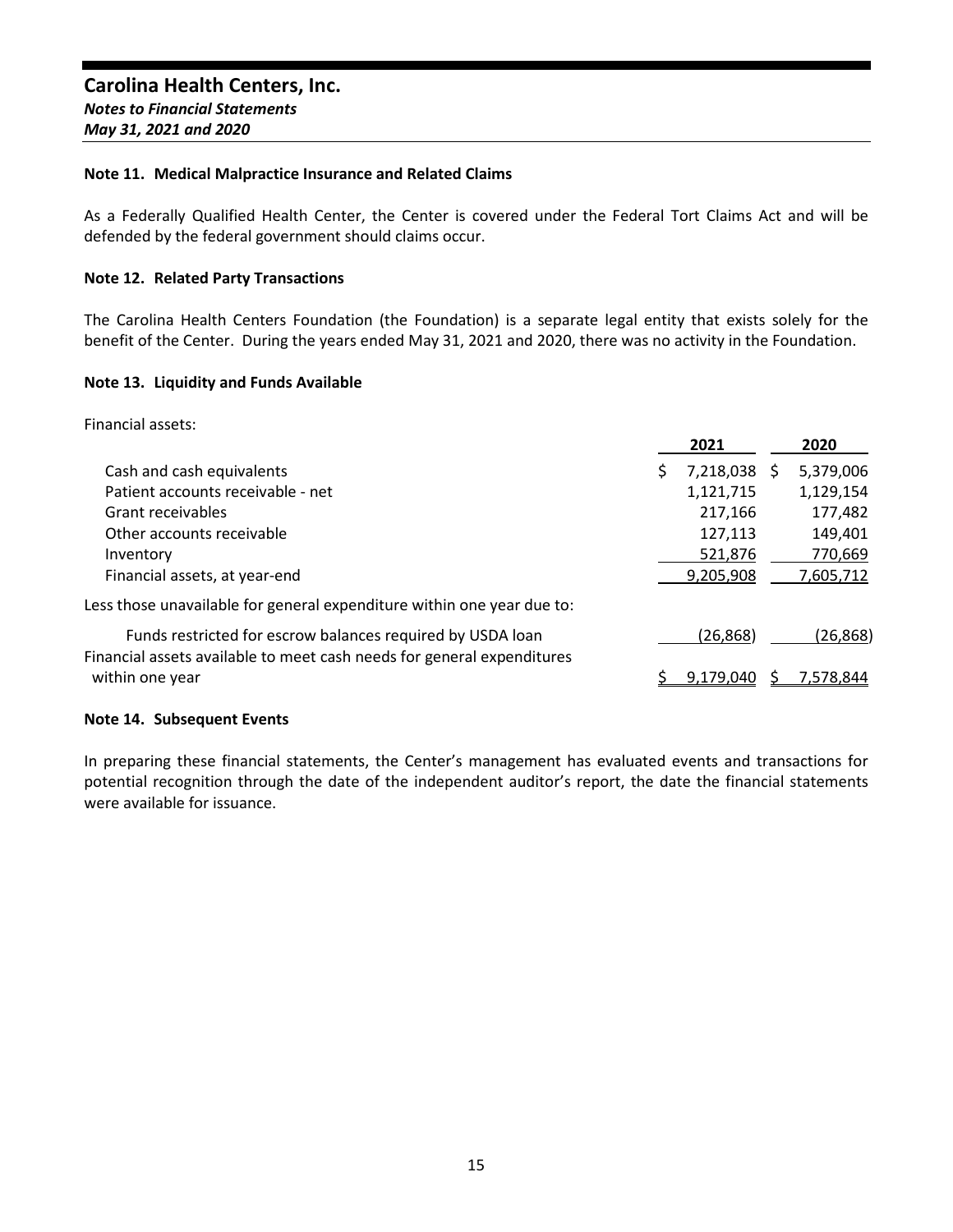# Carolina Health Centers, Inc.
***Notes to Financial Statements***
***May 31, 2021 and 2020***

### Note 11. Medical Malpractice Insurance and Related Claims

As a Federally Qualified Health Center, the Center is covered under the Federal Tort Claims Act and will be defended by the federal government should claims occur.

### Note 12. Related Party Transactions

The Carolina Health Centers Foundation (the Foundation) is a separate legal entity that exists solely for the benefit of the Center. During the years ended May 31, 2021 and 2020, there was no activity in the Foundation.

### Note 13. Liquidity and Funds Available

Financial assets:

| | 2021 | 2020 |
|---|---|---|
| Cash and cash equivalents | $ 7,218,038 | $ 5,379,006 |
| Patient accounts receivable - net | 1,121,715 | 1,129,154 |
| Grant receivables | 217,166 | 177,482 |
| Other accounts receivable | 127,113 | 149,401 |
| Inventory | 521,876 | 770,669 |
| Financial assets, at year-end | 9,205,908 | 7,605,712 |
| Less those unavailable for general expenditure within one year due to: | | |
| Funds restricted for escrow balances required by USDA loan | (26,868) | (26,868) |
| Financial assets available to meet cash needs for general expenditures within one year | $ 9,179,040 | $ 7,578,844 |

### Note 14. Subsequent Events

In preparing these financial statements, the Center's management has evaluated events and transactions for potential recognition through the date of the independent auditor's report, the date the financial statements were available for issuance.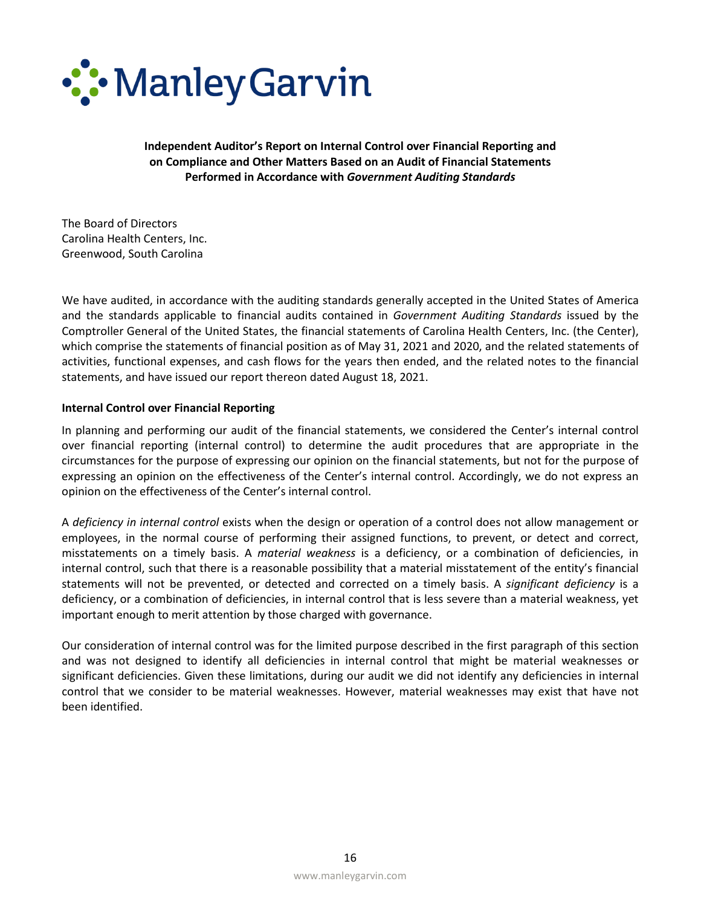ManleyGarvin

**Independent Auditor's Report on Internal Control over Financial Reporting and on Compliance and Other Matters Based on an Audit of Financial Statements Performed in Accordance with *Government Auditing Standards***

The Board of Directors
Carolina Health Centers, Inc.
Greenwood, South Carolina

We have audited, in accordance with the auditing standards generally accepted in the United States of America and the standards applicable to financial audits contained in *Government Auditing Standards* issued by the Comptroller General of the United States, the financial statements of Carolina Health Centers, Inc. (the Center), which comprise the statements of financial position as of May 31, 2021 and 2020, and the related statements of activities, functional expenses, and cash flows for the years then ended, and the related notes to the financial statements, and have issued our report thereon dated August 18, 2021.

**Internal Control over Financial Reporting**

In planning and performing our audit of the financial statements, we considered the Center's internal control over financial reporting (internal control) to determine the audit procedures that are appropriate in the circumstances for the purpose of expressing our opinion on the financial statements, but not for the purpose of expressing an opinion on the effectiveness of the Center's internal control. Accordingly, we do not express an opinion on the effectiveness of the Center's internal control.

A *deficiency in internal control* exists when the design or operation of a control does not allow management or employees, in the normal course of performing their assigned functions, to prevent, or detect and correct, misstatements on a timely basis. A *material weakness* is a deficiency, or a combination of deficiencies, in internal control, such that there is a reasonable possibility that a material misstatement of the entity's financial statements will not be prevented, or detected and corrected on a timely basis. A *significant deficiency* is a deficiency, or a combination of deficiencies, in internal control that is less severe than a material weakness, yet important enough to merit attention by those charged with governance.

Our consideration of internal control was for the limited purpose described in the first paragraph of this section and was not designed to identify all deficiencies in internal control that might be material weaknesses or significant deficiencies. Given these limitations, during our audit we did not identify any deficiencies in internal control that we consider to be material weaknesses. However, material weaknesses may exist that have not been identified.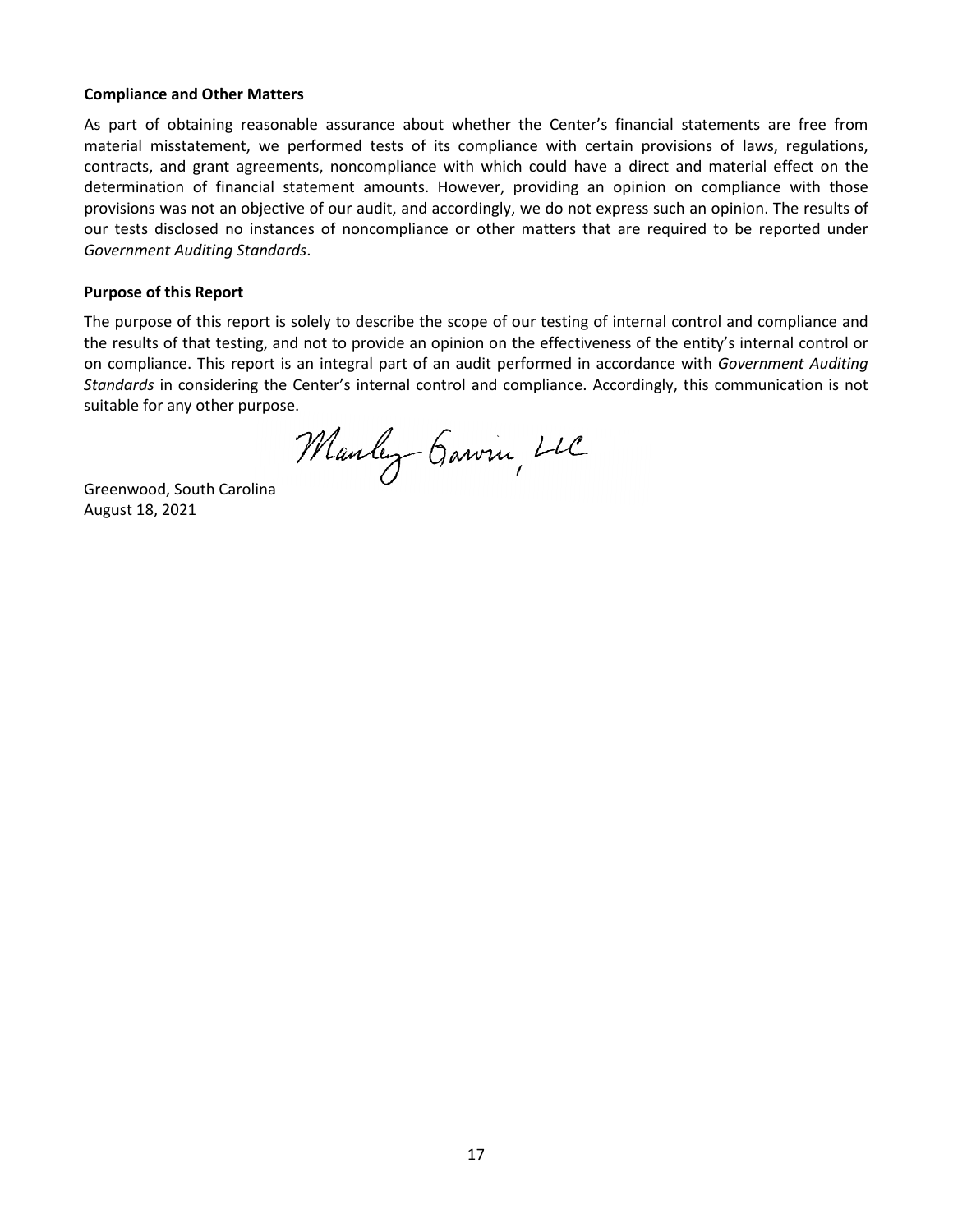**Compliance and Other Matters**

As part of obtaining reasonable assurance about whether the Center's financial statements are free from material misstatement, we performed tests of its compliance with certain provisions of laws, regulations, contracts, and grant agreements, noncompliance with which could have a direct and material effect on the determination of financial statement amounts. However, providing an opinion on compliance with those provisions was not an objective of our audit, and accordingly, we do not express such an opinion. The results of our tests disclosed no instances of noncompliance or other matters that are required to be reported under *Government Auditing Standards*.

**Purpose of this Report**

The purpose of this report is solely to describe the scope of our testing of internal control and compliance and the results of that testing, and not to provide an opinion on the effectiveness of the entity's internal control or on compliance. This report is an integral part of an audit performed in accordance with *Government Auditing Standards* in considering the Center's internal control and compliance. Accordingly, this communication is not suitable for any other purpose.

Manley Garvin, LLC

Greenwood, South Carolina
August 18, 2021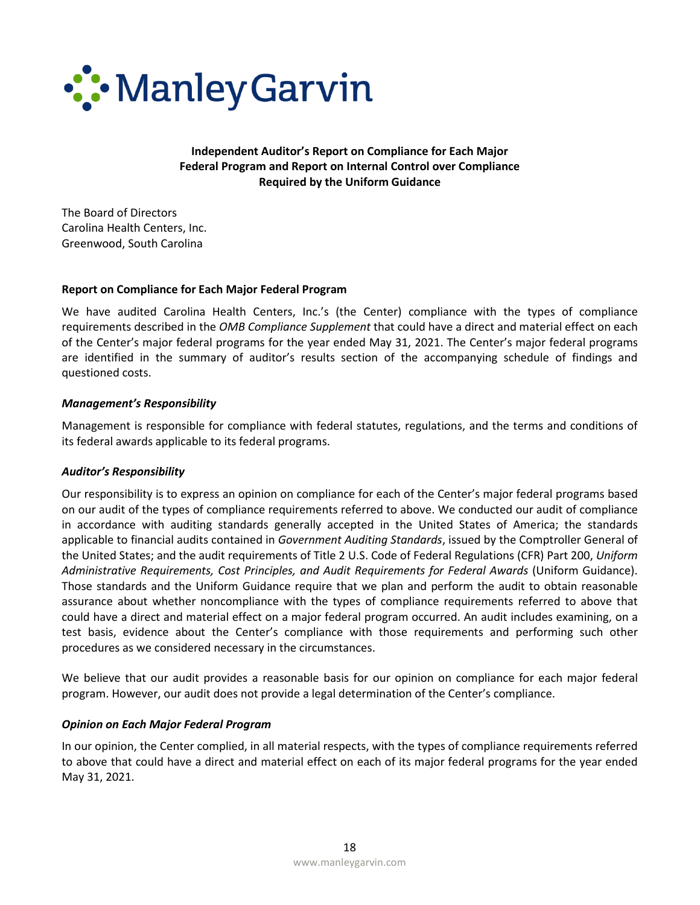ManleyGarvin

# Independent Auditor's Report on Compliance for Each Major Federal Program and Report on Internal Control over Compliance Required by the Uniform Guidance

The Board of Directors
Carolina Health Centers, Inc.
Greenwood, South Carolina

**Report on Compliance for Each Major Federal Program**

We have audited Carolina Health Centers, Inc.'s (the Center) compliance with the types of compliance requirements described in the *OMB Compliance Supplement* that could have a direct and material effect on each of the Center's major federal programs for the year ended May 31, 2021. The Center's major federal programs are identified in the summary of auditor's results section of the accompanying schedule of findings and questioned costs.

***Management's Responsibility***

Management is responsible for compliance with federal statutes, regulations, and the terms and conditions of its federal awards applicable to its federal programs.

***Auditor's Responsibility***

Our responsibility is to express an opinion on compliance for each of the Center's major federal programs based on our audit of the types of compliance requirements referred to above. We conducted our audit of compliance in accordance with auditing standards generally accepted in the United States of America; the standards applicable to financial audits contained in *Government Auditing Standards*, issued by the Comptroller General of the United States; and the audit requirements of Title 2 U.S. Code of Federal Regulations (CFR) Part 200, *Uniform Administrative Requirements, Cost Principles, and Audit Requirements for Federal Awards* (Uniform Guidance). Those standards and the Uniform Guidance require that we plan and perform the audit to obtain reasonable assurance about whether noncompliance with the types of compliance requirements referred to above that could have a direct and material effect on a major federal program occurred. An audit includes examining, on a test basis, evidence about the Center's compliance with those requirements and performing such other procedures as we considered necessary in the circumstances.

We believe that our audit provides a reasonable basis for our opinion on compliance for each major federal program. However, our audit does not provide a legal determination of the Center's compliance.

***Opinion on Each Major Federal Program***

In our opinion, the Center complied, in all material respects, with the types of compliance requirements referred to above that could have a direct and material effect on each of its major federal programs for the year ended May 31, 2021.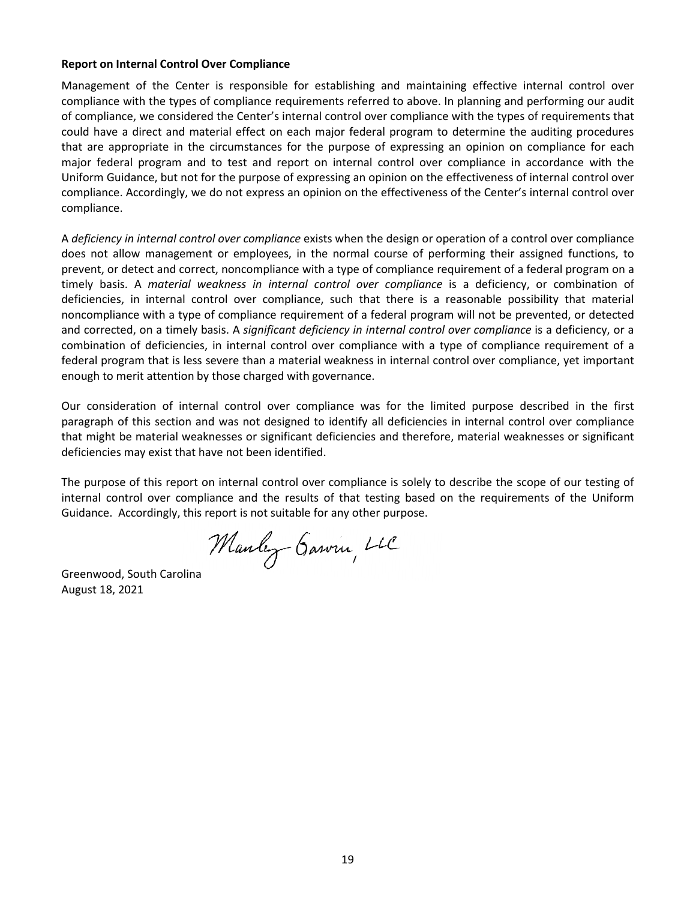**Report on Internal Control Over Compliance**

Management of the Center is responsible for establishing and maintaining effective internal control over compliance with the types of compliance requirements referred to above. In planning and performing our audit of compliance, we considered the Center's internal control over compliance with the types of requirements that could have a direct and material effect on each major federal program to determine the auditing procedures that are appropriate in the circumstances for the purpose of expressing an opinion on compliance for each major federal program and to test and report on internal control over compliance in accordance with the Uniform Guidance, but not for the purpose of expressing an opinion on the effectiveness of internal control over compliance. Accordingly, we do not express an opinion on the effectiveness of the Center's internal control over compliance.

A *deficiency in internal control over compliance* exists when the design or operation of a control over compliance does not allow management or employees, in the normal course of performing their assigned functions, to prevent, or detect and correct, noncompliance with a type of compliance requirement of a federal program on a timely basis. A *material weakness in internal control over compliance* is a deficiency, or combination of deficiencies, in internal control over compliance, such that there is a reasonable possibility that material noncompliance with a type of compliance requirement of a federal program will not be prevented, or detected and corrected, on a timely basis. A *significant deficiency in internal control over compliance* is a deficiency, or a combination of deficiencies, in internal control over compliance with a type of compliance requirement of a federal program that is less severe than a material weakness in internal control over compliance, yet important enough to merit attention by those charged with governance.

Our consideration of internal control over compliance was for the limited purpose described in the first paragraph of this section and was not designed to identify all deficiencies in internal control over compliance that might be material weaknesses or significant deficiencies and therefore, material weaknesses or significant deficiencies may exist that have not been identified.

The purpose of this report on internal control over compliance is solely to describe the scope of our testing of internal control over compliance and the results of that testing based on the requirements of the Uniform Guidance. Accordingly, this report is not suitable for any other purpose.

Manley Garvin, LLC

Greenwood, South Carolina
August 18, 2021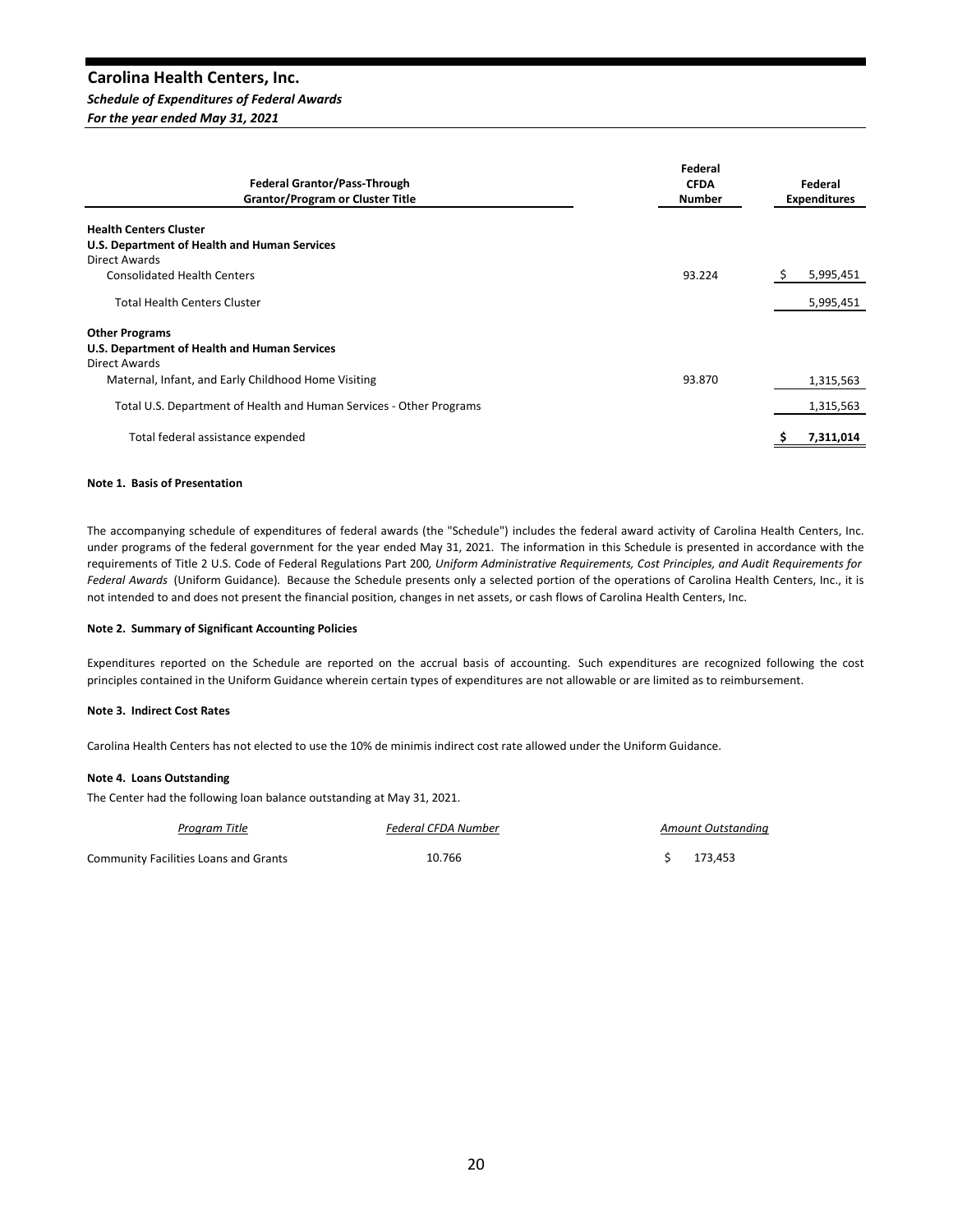# Carolina Health Centers, Inc.

***Schedule of Expenditures of Federal Awards***

***For the year ended May 31, 2021***

| Federal Grantor/Pass-Through Grantor/Program or Cluster Title | Federal CFDA Number | Federal Expenditures |
|---|---|---|
| **Health Centers Cluster** | | |
| **U.S. Department of Health and Human Services** | | |
| Direct Awards | | |
| Consolidated Health Centers | 93.224 | $ 5,995,451 |
| Total Health Centers Cluster | | 5,995,451 |
| **Other Programs** | | |
| **U.S. Department of Health and Human Services** | | |
| Direct Awards | | |
| Maternal, Infant, and Early Childhood Home Visiting | 93.870 | 1,315,563 |
| Total U.S. Department of Health and Human Services - Other Programs | | 1,315,563 |
| Total federal assistance expended | | **$ 7,311,014** |

**Note 1. Basis of Presentation**

The accompanying schedule of expenditures of federal awards (the "Schedule") includes the federal award activity of Carolina Health Centers, Inc. under programs of the federal government for the year ended May 31, 2021. The information in this Schedule is presented in accordance with the requirements of Title 2 U.S. Code of Federal Regulations Part 200*, Uniform Administrative Requirements, Cost Principles, and Audit Requirements for Federal Awards* (Uniform Guidance). Because the Schedule presents only a selected portion of the operations of Carolina Health Centers, Inc., it is not intended to and does not present the financial position, changes in net assets, or cash flows of Carolina Health Centers, Inc.

**Note 2. Summary of Significant Accounting Policies**

Expenditures reported on the Schedule are reported on the accrual basis of accounting. Such expenditures are recognized following the cost principles contained in the Uniform Guidance wherein certain types of expenditures are not allowable or are limited as to reimbursement.

**Note 3. Indirect Cost Rates**

Carolina Health Centers has not elected to use the 10% de minimis indirect cost rate allowed under the Uniform Guidance.

**Note 4. Loans Outstanding**

The Center had the following loan balance outstanding at May 31, 2021.

| *Program Title* | *Federal CFDA Number* | *Amount Outstanding* |
|---|---|---|
| Community Facilities Loans and Grants | 10.766 | $ 173,453 |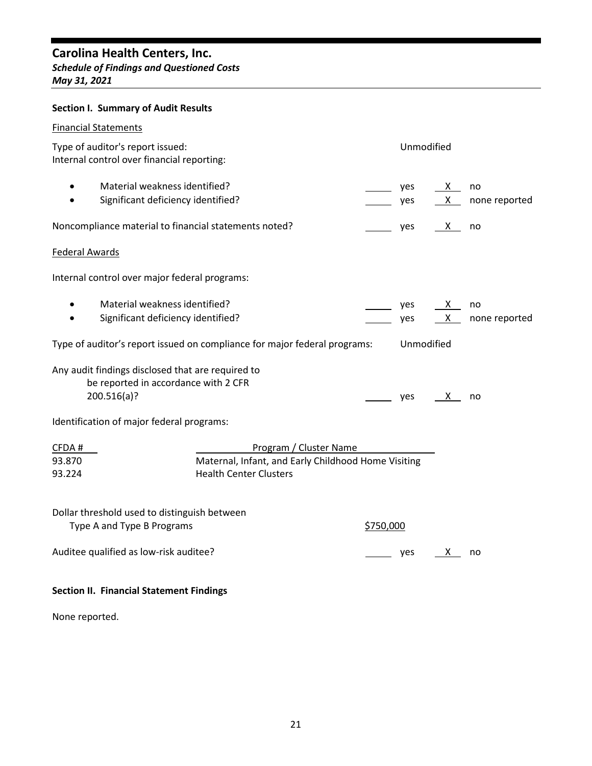# Carolina Health Centers, Inc.

***Schedule of Findings and Questioned Costs***

***May 31, 2021***

**Section I. Summary of Audit Results**

<u>Financial Statements</u>

| | | | |
|---|---|---|---|
| Type of auditor's report issued: | Unmodified | | |
| Internal control over financial reporting: | | | |
| • Material weakness identified? | ____ yes | X | no |
| • Significant deficiency identified? | ____ yes | X | none reported |
| Noncompliance material to financial statements noted? | ____ yes | X | no |

<u>Federal Awards</u>

| | | | |
|---|---|---|---|
| Internal control over major federal programs: | | | |
| • Material weakness identified? | ____ yes | X | no |
| • Significant deficiency identified? | ____ yes | X | none reported |
| Type of auditor's report issued on compliance for major federal programs: | Unmodified | | |
| Any audit findings disclosed that are required to be reported in accordance with 2 CFR 200.516(a)? | ____ yes | X | no |

Identification of major federal programs:

| CFDA # | Program / Cluster Name |
|---|---|
| 93.870 | Maternal, Infant, and Early Childhood Home Visiting |
| 93.224 | Health Center Clusters |

| | | | |
|---|---|---|---|
| Dollar threshold used to distinguish between Type A and Type B Programs | $750,000 | | |
| Auditee qualified as low-risk auditee? | ____ yes | X | no |

**Section II. Financial Statement Findings**

None reported.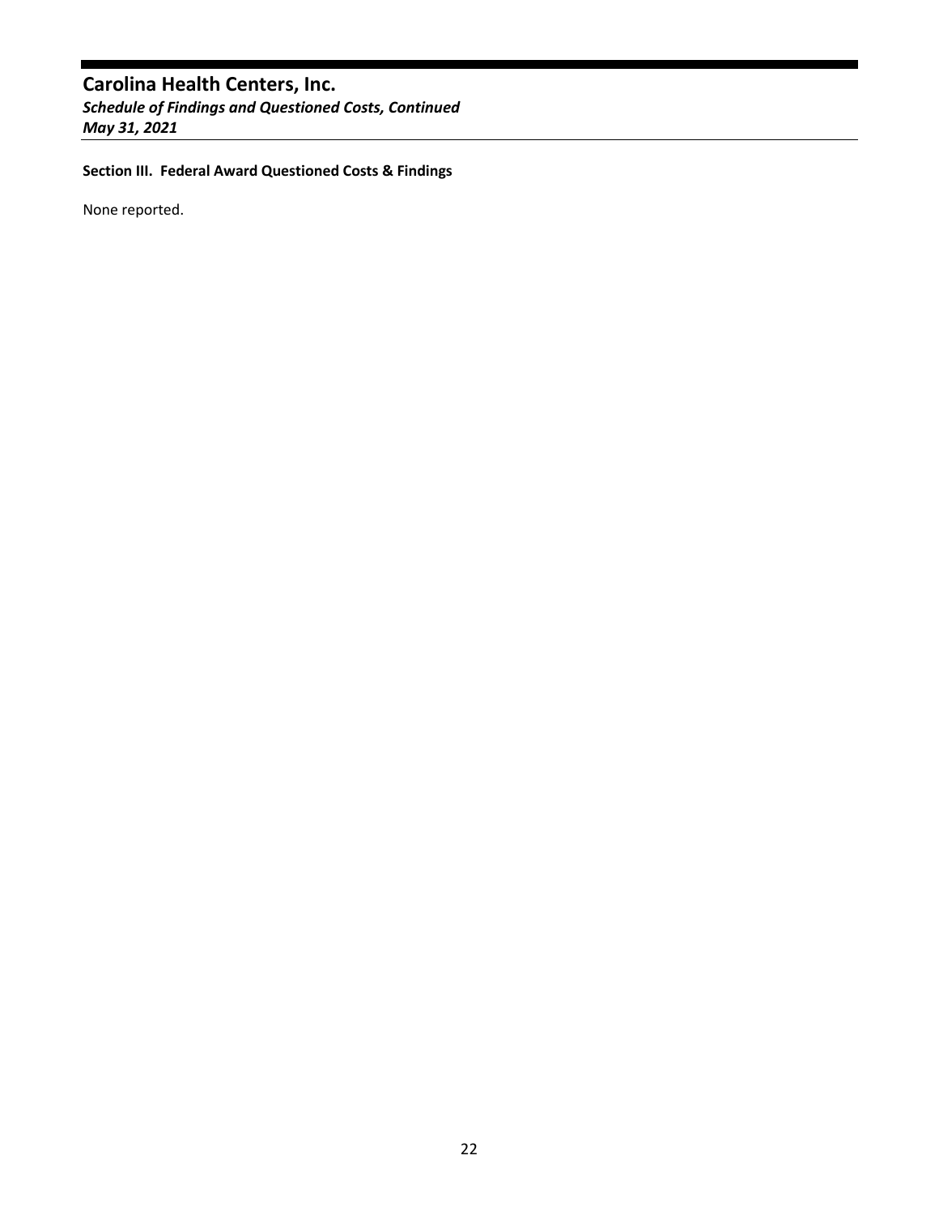# Carolina Health Centers, Inc.

***Schedule of Findings and Questioned Costs, Continued***

***May 31, 2021***

**Section III. Federal Award Questioned Costs & Findings**

None reported.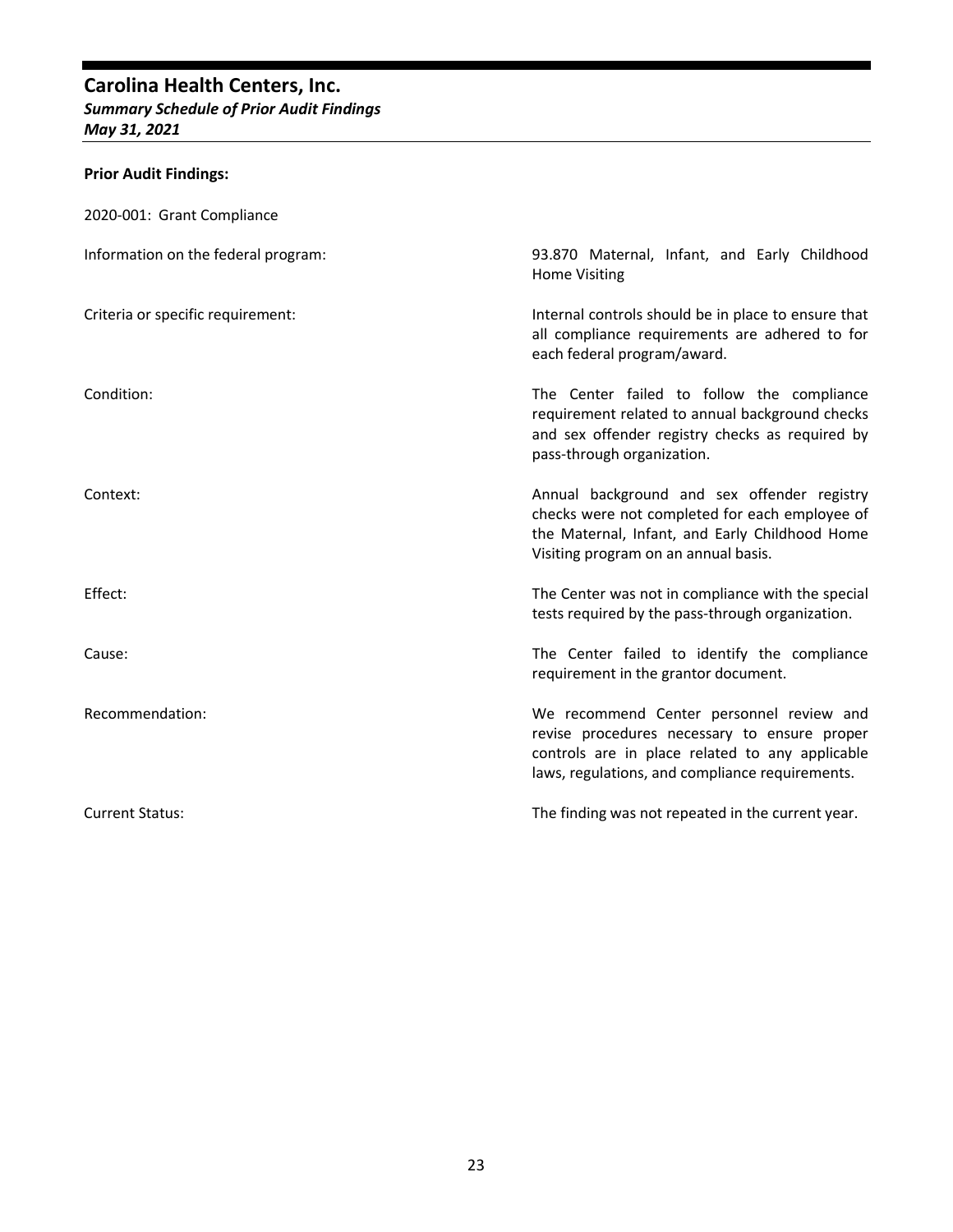# Carolina Health Centers, Inc.

***Summary Schedule of Prior Audit Findings***

***May 31, 2021***

**Prior Audit Findings:**

2020-001: Grant Compliance

| | |
|---|---|
| Information on the federal program: | 93.870 Maternal, Infant, and Early Childhood Home Visiting |
| Criteria or specific requirement: | Internal controls should be in place to ensure that all compliance requirements are adhered to for each federal program/award. |
| Condition: | The Center failed to follow the compliance requirement related to annual background checks and sex offender registry checks as required by pass-through organization. |
| Context: | Annual background and sex offender registry checks were not completed for each employee of the Maternal, Infant, and Early Childhood Home Visiting program on an annual basis. |
| Effect: | The Center was not in compliance with the special tests required by the pass-through organization. |
| Cause: | The Center failed to identify the compliance requirement in the grantor document. |
| Recommendation: | We recommend Center personnel review and revise procedures necessary to ensure proper controls are in place related to any applicable laws, regulations, and compliance requirements. |
| Current Status: | The finding was not repeated in the current year. |